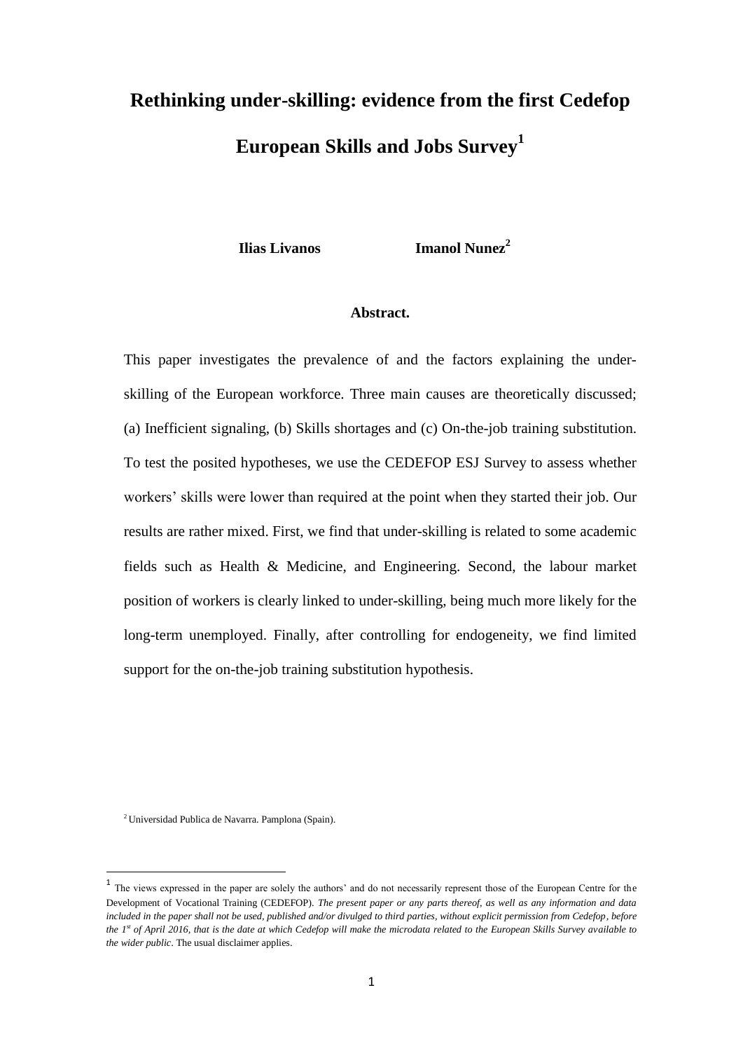# Rethinking under-skilling: evidence from the first Cedefop European Skills and Jobs Survey[1]

**Ilias Livanos** **Imanol Nunez**[2]

**Abstract.**

This paper investigates the prevalence of and the factors explaining the under-skilling of the European workforce. Three main causes are theoretically discussed; (a) Inefficient signaling, (b) Skills shortages and (c) On-the-job training substitution. To test the posited hypotheses, we use the CEDEFOP ESJ Survey to assess whether workers' skills were lower than required at the point when they started their job. Our results are rather mixed. First, we find that under-skilling is related to some academic fields such as Health & Medicine, and Engineering. Second, the labour market position of workers is clearly linked to under-skilling, being much more likely for the long-term unemployed. Finally, after controlling for endogeneity, we find limited support for the on-the-job training substitution hypothesis.

[2] Universidad Publica de Navarra. Pamplona (Spain).

[1] The views expressed in the paper are solely the authors' and do not necessarily represent those of the European Centre for the Development of Vocational Training (CEDEFOP). *The present paper or any parts thereof, as well as any information and data included in the paper shall not be used, published and/or divulged to third parties, without explicit permission from Cedefop, before the 1st of April 2016, that is the date at which Cedefop will make the microdata related to the European Skills Survey available to the wider public*. The usual disclaimer applies.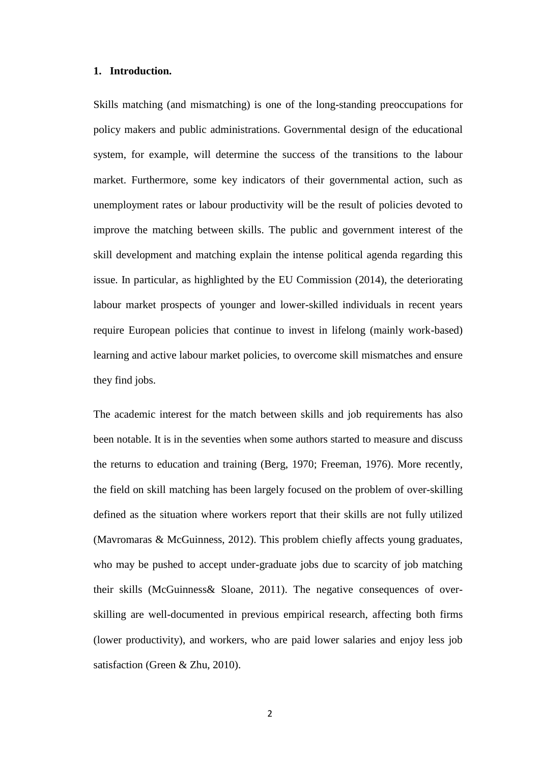## 1. Introduction.

Skills matching (and mismatching) is one of the long-standing preoccupations for policy makers and public administrations. Governmental design of the educational system, for example, will determine the success of the transitions to the labour market. Furthermore, some key indicators of their governmental action, such as unemployment rates or labour productivity will be the result of policies devoted to improve the matching between skills. The public and government interest of the skill development and matching explain the intense political agenda regarding this issue. In particular, as highlighted by the EU Commission (2014), the deteriorating labour market prospects of younger and lower-skilled individuals in recent years require European policies that continue to invest in lifelong (mainly work-based) learning and active labour market policies, to overcome skill mismatches and ensure they find jobs.

The academic interest for the match between skills and job requirements has also been notable. It is in the seventies when some authors started to measure and discuss the returns to education and training (Berg, 1970; Freeman, 1976). More recently, the field on skill matching has been largely focused on the problem of over-skilling defined as the situation where workers report that their skills are not fully utilized (Mavromaras & McGuinness, 2012). This problem chiefly affects young graduates, who may be pushed to accept under-graduate jobs due to scarcity of job matching their skills (McGuinness& Sloane, 2011). The negative consequences of over-skilling are well-documented in previous empirical research, affecting both firms (lower productivity), and workers, who are paid lower salaries and enjoy less job satisfaction (Green & Zhu, 2010).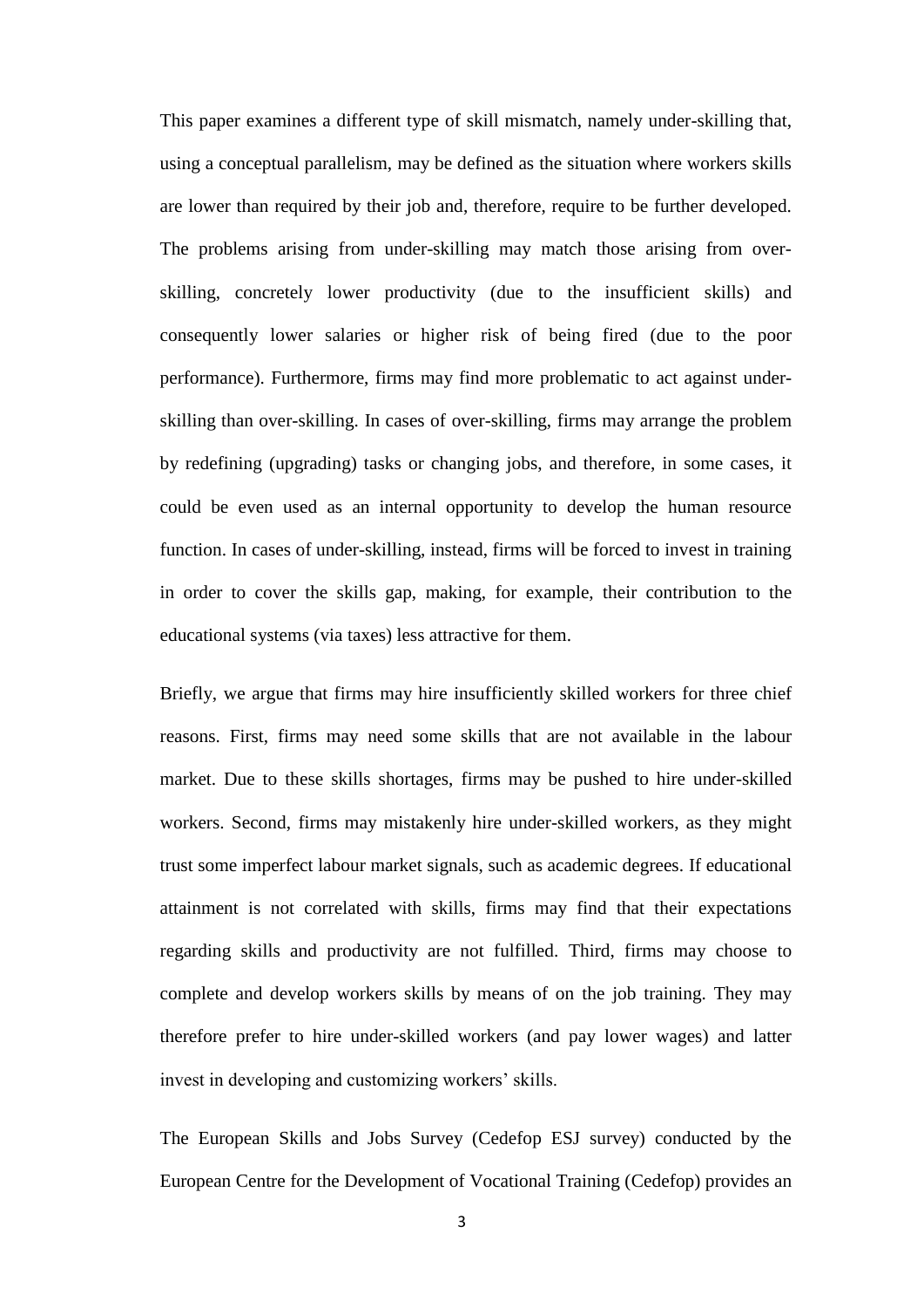This paper examines a different type of skill mismatch, namely under-skilling that, using a conceptual parallelism, may be defined as the situation where workers skills are lower than required by their job and, therefore, require to be further developed. The problems arising from under-skilling may match those arising from over-skilling, concretely lower productivity (due to the insufficient skills) and consequently lower salaries or higher risk of being fired (due to the poor performance). Furthermore, firms may find more problematic to act against under-skilling than over-skilling. In cases of over-skilling, firms may arrange the problem by redefining (upgrading) tasks or changing jobs, and therefore, in some cases, it could be even used as an internal opportunity to develop the human resource function. In cases of under-skilling, instead, firms will be forced to invest in training in order to cover the skills gap, making, for example, their contribution to the educational systems (via taxes) less attractive for them.

Briefly, we argue that firms may hire insufficiently skilled workers for three chief reasons. First, firms may need some skills that are not available in the labour market. Due to these skills shortages, firms may be pushed to hire under-skilled workers. Second, firms may mistakenly hire under-skilled workers, as they might trust some imperfect labour market signals, such as academic degrees. If educational attainment is not correlated with skills, firms may find that their expectations regarding skills and productivity are not fulfilled. Third, firms may choose to complete and develop workers skills by means of on the job training. They may therefore prefer to hire under-skilled workers (and pay lower wages) and latter invest in developing and customizing workers' skills.

The European Skills and Jobs Survey (Cedefop ESJ survey) conducted by the European Centre for the Development of Vocational Training (Cedefop) provides an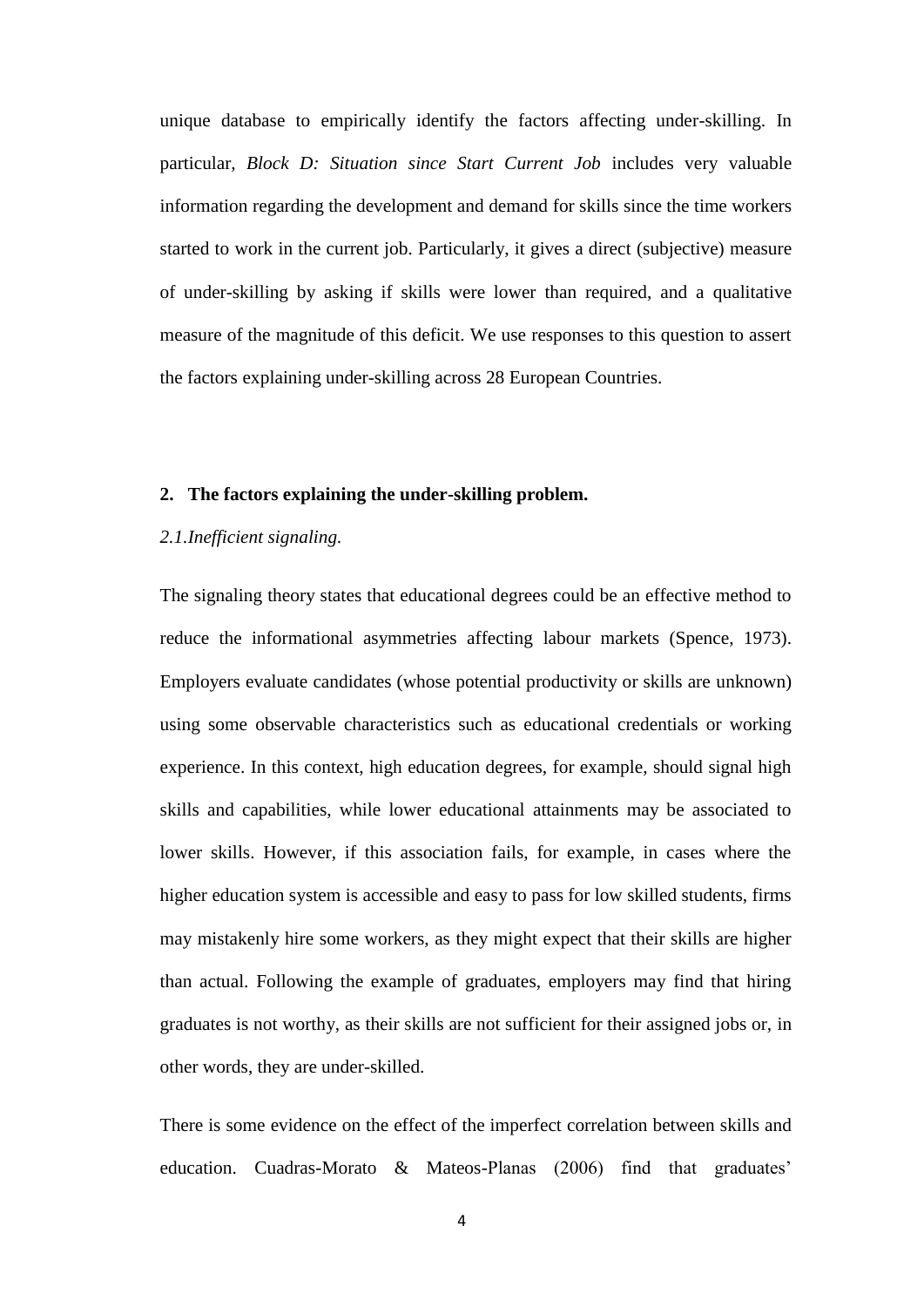unique database to empirically identify the factors affecting under-skilling. In particular, *Block D: Situation since Start Current Job* includes very valuable information regarding the development and demand for skills since the time workers started to work in the current job. Particularly, it gives a direct (subjective) measure of under-skilling by asking if skills were lower than required, and a qualitative measure of the magnitude of this deficit. We use responses to this question to assert the factors explaining under-skilling across 28 European Countries.

## 2. The factors explaining the under-skilling problem.

### *2.1. Inefficient signaling.*

The signaling theory states that educational degrees could be an effective method to reduce the informational asymmetries affecting labour markets (Spence, 1973). Employers evaluate candidates (whose potential productivity or skills are unknown) using some observable characteristics such as educational credentials or working experience. In this context, high education degrees, for example, should signal high skills and capabilities, while lower educational attainments may be associated to lower skills. However, if this association fails, for example, in cases where the higher education system is accessible and easy to pass for low skilled students, firms may mistakenly hire some workers, as they might expect that their skills are higher than actual. Following the example of graduates, employers may find that hiring graduates is not worthy, as their skills are not sufficient for their assigned jobs or, in other words, they are under-skilled.

There is some evidence on the effect of the imperfect correlation between skills and education. Cuadras-Morato & Mateos-Planas (2006) find that graduates'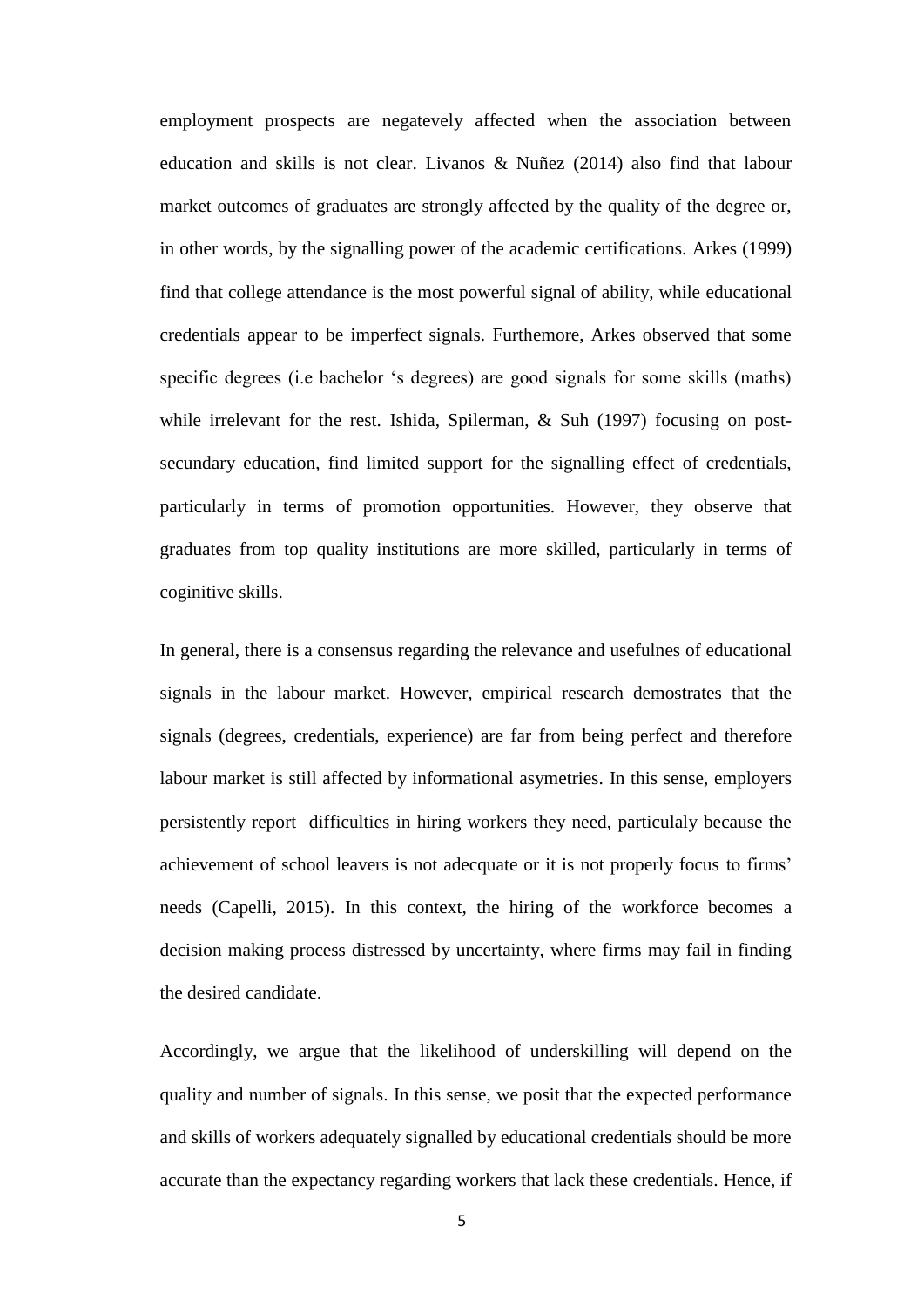employment prospects are negatevely affected when the association between education and skills is not clear. Livanos & Nuñez (2014) also find that labour market outcomes of graduates are strongly affected by the quality of the degree or, in other words, by the signalling power of the academic certifications. Arkes (1999) find that college attendance is the most powerful signal of ability, while educational credentials appear to be imperfect signals. Furthemore, Arkes observed that some specific degrees (i.e bachelor 's degrees) are good signals for some skills (maths) while irrelevant for the rest. Ishida, Spilerman, & Suh (1997) focusing on post-secundary education, find limited support for the signalling effect of credentials, particularly in terms of promotion opportunities. However, they observe that graduates from top quality institutions are more skilled, particularly in terms of coginitive skills.

In general, there is a consensus regarding the relevance and usefulnes of educational signals in the labour market. However, empirical research demostrates that the signals (degrees, credentials, experience) are far from being perfect and therefore labour market is still affected by informational asymetries. In this sense, employers persistently report difficulties in hiring workers they need, particulaly because the achievement of school leavers is not adecquate or it is not properly focus to firms' needs (Capelli, 2015). In this context, the hiring of the workforce becomes a decision making process distressed by uncertainty, where firms may fail in finding the desired candidate.

Accordingly, we argue that the likelihood of underskilling will depend on the quality and number of signals. In this sense, we posit that the expected performance and skills of workers adequately signalled by educational credentials should be more accurate than the expectancy regarding workers that lack these credentials. Hence, if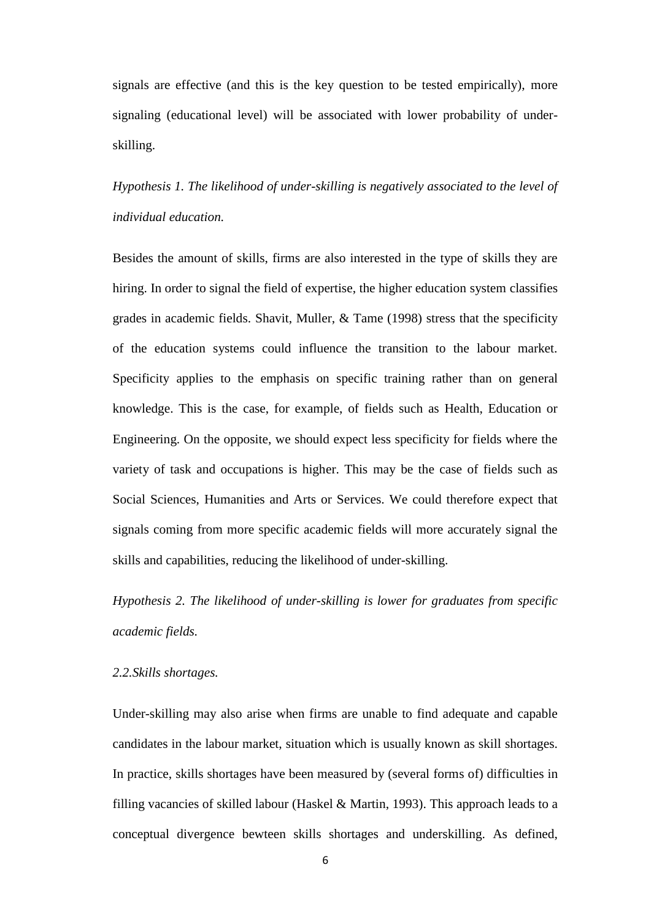signals are effective (and this is the key question to be tested empirically), more signaling (educational level) will be associated with lower probability of under-skilling.

*Hypothesis 1. The likelihood of under-skilling is negatively associated to the level of individual education.*

Besides the amount of skills, firms are also interested in the type of skills they are hiring. In order to signal the field of expertise, the higher education system classifies grades in academic fields. Shavit, Muller, & Tame (1998) stress that the specificity of the education systems could influence the transition to the labour market. Specificity applies to the emphasis on specific training rather than on general knowledge. This is the case, for example, of fields such as Health, Education or Engineering. On the opposite, we should expect less specificity for fields where the variety of task and occupations is higher. This may be the case of fields such as Social Sciences, Humanities and Arts or Services. We could therefore expect that signals coming from more specific academic fields will more accurately signal the skills and capabilities, reducing the likelihood of under-skilling.

*Hypothesis 2. The likelihood of under-skilling is lower for graduates from specific academic fields.*

### *2.2.Skills shortages.*

Under-skilling may also arise when firms are unable to find adequate and capable candidates in the labour market, situation which is usually known as skill shortages. In practice, skills shortages have been measured by (several forms of) difficulties in filling vacancies of skilled labour (Haskel & Martin, 1993). This approach leads to a conceptual divergence bewteen skills shortages and underskilling. As defined,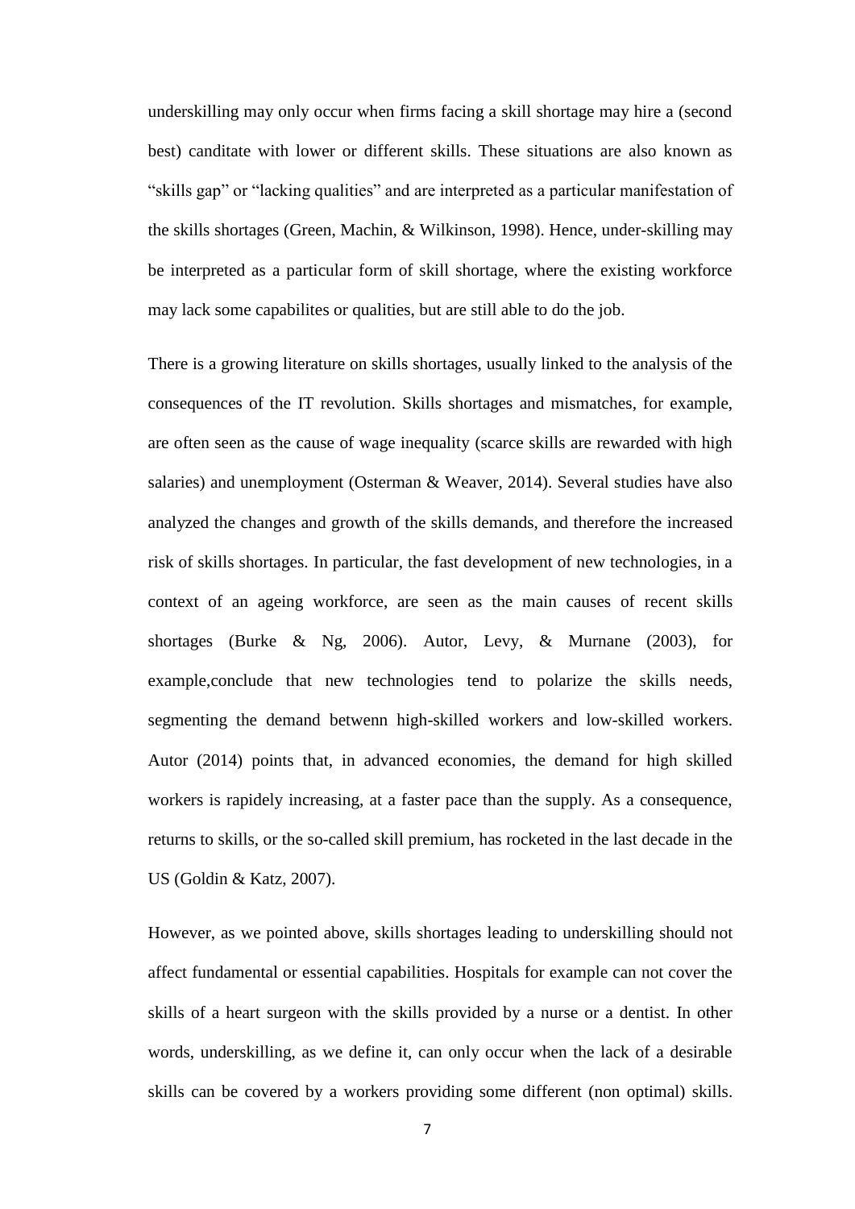underskilling may only occur when firms facing a skill shortage may hire a (second best) canditate with lower or different skills. These situations are also known as "skills gap" or "lacking qualities" and are interpreted as a particular manifestation of the skills shortages (Green, Machin, & Wilkinson, 1998). Hence, under-skilling may be interpreted as a particular form of skill shortage, where the existing workforce may lack some capabilites or qualities, but are still able to do the job.

There is a growing literature on skills shortages, usually linked to the analysis of the consequences of the IT revolution. Skills shortages and mismatches, for example, are often seen as the cause of wage inequality (scarce skills are rewarded with high salaries) and unemployment (Osterman & Weaver, 2014). Several studies have also analyzed the changes and growth of the skills demands, and therefore the increased risk of skills shortages. In particular, the fast development of new technologies, in a context of an ageing workforce, are seen as the main causes of recent skills shortages (Burke & Ng, 2006). Autor, Levy, & Murnane (2003), for example,conclude that new technologies tend to polarize the skills needs, segmenting the demand betwenn high-skilled workers and low-skilled workers. Autor (2014) points that, in advanced economies, the demand for high skilled workers is rapidely increasing, at a faster pace than the supply. As a consequence, returns to skills, or the so-called skill premium, has rocketed in the last decade in the US (Goldin & Katz, 2007).

However, as we pointed above, skills shortages leading to underskilling should not affect fundamental or essential capabilities. Hospitals for example can not cover the skills of a heart surgeon with the skills provided by a nurse or a dentist. In other words, underskilling, as we define it, can only occur when the lack of a desirable skills can be covered by a workers providing some different (non optimal) skills.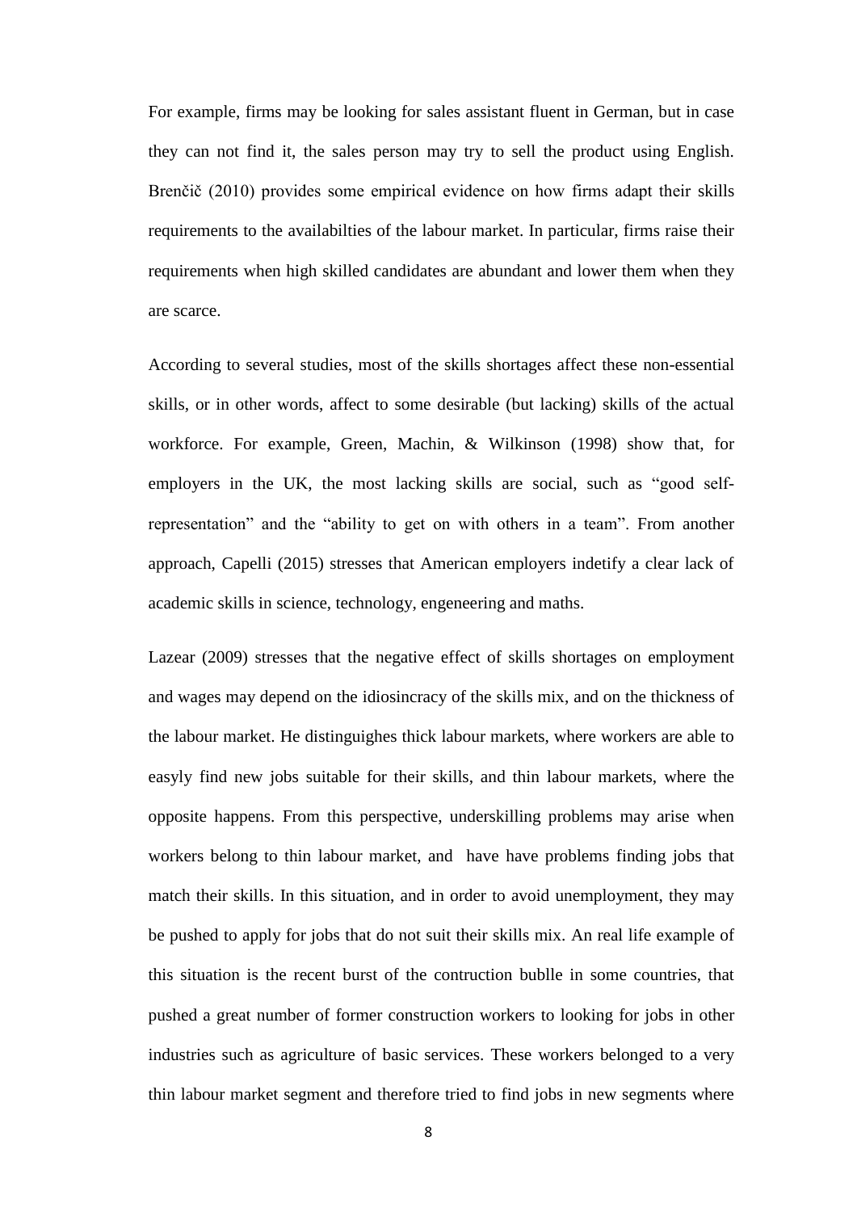For example, firms may be looking for sales assistant fluent in German, but in case they can not find it, the sales person may try to sell the product using English. Brenčič (2010) provides some empirical evidence on how firms adapt their skills requirements to the availabilties of the labour market. In particular, firms raise their requirements when high skilled candidates are abundant and lower them when they are scarce.

According to several studies, most of the skills shortages affect these non-essential skills, or in other words, affect to some desirable (but lacking) skills of the actual workforce. For example, Green, Machin, & Wilkinson (1998) show that, for employers in the UK, the most lacking skills are social, such as "good self-representation" and the "ability to get on with others in a team". From another approach, Capelli (2015) stresses that American employers indetify a clear lack of academic skills in science, technology, engeneering and maths.

Lazear (2009) stresses that the negative effect of skills shortages on employment and wages may depend on the idiosincracy of the skills mix, and on the thickness of the labour market. He distinguighes thick labour markets, where workers are able to easyly find new jobs suitable for their skills, and thin labour markets, where the opposite happens. From this perspective, underskilling problems may arise when workers belong to thin labour market, and have have problems finding jobs that match their skills. In this situation, and in order to avoid unemployment, they may be pushed to apply for jobs that do not suit their skills mix. An real life example of this situation is the recent burst of the contruction bublle in some countries, that pushed a great number of former construction workers to looking for jobs in other industries such as agriculture of basic services. These workers belonged to a very thin labour market segment and therefore tried to find jobs in new segments where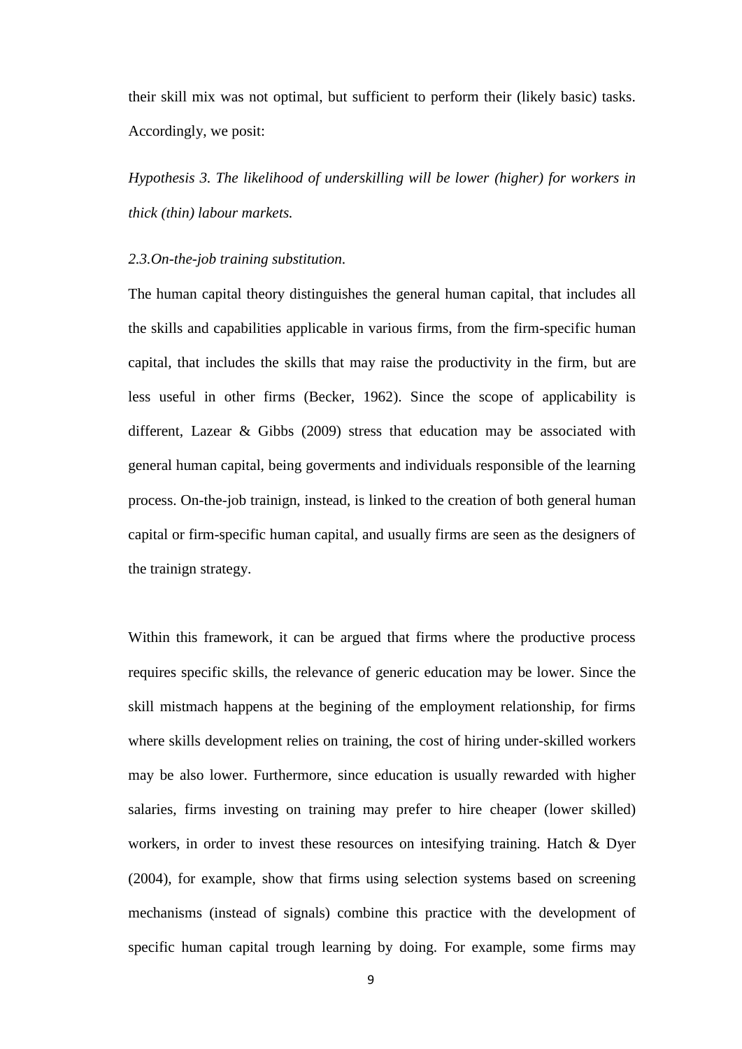their skill mix was not optimal, but sufficient to perform their (likely basic) tasks. Accordingly, we posit:

*Hypothesis 3. The likelihood of underskilling will be lower (higher) for workers in thick (thin) labour markets.*

### *2.3.On-the-job training substitution.*

The human capital theory distinguishes the general human capital, that includes all the skills and capabilities applicable in various firms, from the firm-specific human capital, that includes the skills that may raise the productivity in the firm, but are less useful in other firms (Becker, 1962). Since the scope of applicability is different, Lazear & Gibbs (2009) stress that education may be associated with general human capital, being goverments and individuals responsible of the learning process. On-the-job trainign, instead, is linked to the creation of both general human capital or firm-specific human capital, and usually firms are seen as the designers of the trainign strategy.

Within this framework, it can be argued that firms where the productive process requires specific skills, the relevance of generic education may be lower. Since the skill mistmach happens at the begining of the employment relationship, for firms where skills development relies on training, the cost of hiring under-skilled workers may be also lower. Furthermore, since education is usually rewarded with higher salaries, firms investing on training may prefer to hire cheaper (lower skilled) workers, in order to invest these resources on intesifying training. Hatch & Dyer (2004), for example, show that firms using selection systems based on screening mechanisms (instead of signals) combine this practice with the development of specific human capital trough learning by doing. For example, some firms may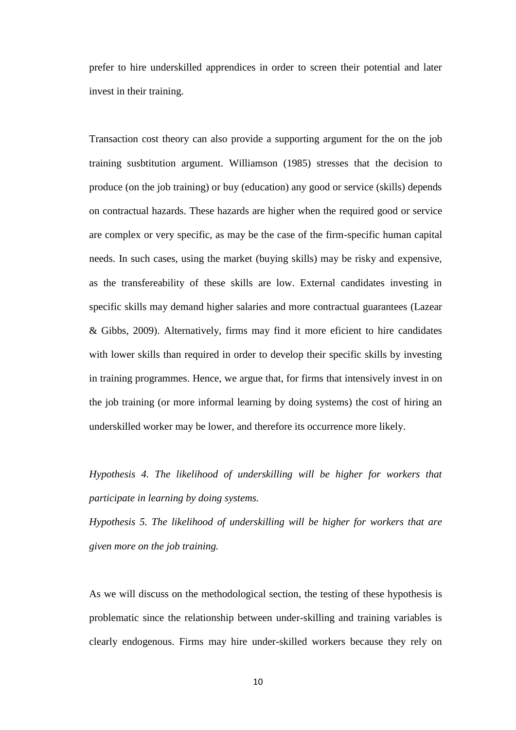prefer to hire underskilled apprendices in order to screen their potential and later invest in their training.

Transaction cost theory can also provide a supporting argument for the on the job training susbtitution argument. Williamson (1985) stresses that the decision to produce (on the job training) or buy (education) any good or service (skills) depends on contractual hazards. These hazards are higher when the required good or service are complex or very specific, as may be the case of the firm-specific human capital needs. In such cases, using the market (buying skills) may be risky and expensive, as the transfereability of these skills are low. External candidates investing in specific skills may demand higher salaries and more contractual guarantees (Lazear & Gibbs, 2009). Alternatively, firms may find it more eficient to hire candidates with lower skills than required in order to develop their specific skills by investing in training programmes. Hence, we argue that, for firms that intensively invest in on the job training (or more informal learning by doing systems) the cost of hiring an underskilled worker may be lower, and therefore its occurrence more likely.

*Hypothesis 4. The likelihood of underskilling will be higher for workers that participate in learning by doing systems.*

*Hypothesis 5. The likelihood of underskilling will be higher for workers that are given more on the job training.*

As we will discuss on the methodological section, the testing of these hypothesis is problematic since the relationship between under-skilling and training variables is clearly endogenous. Firms may hire under-skilled workers because they rely on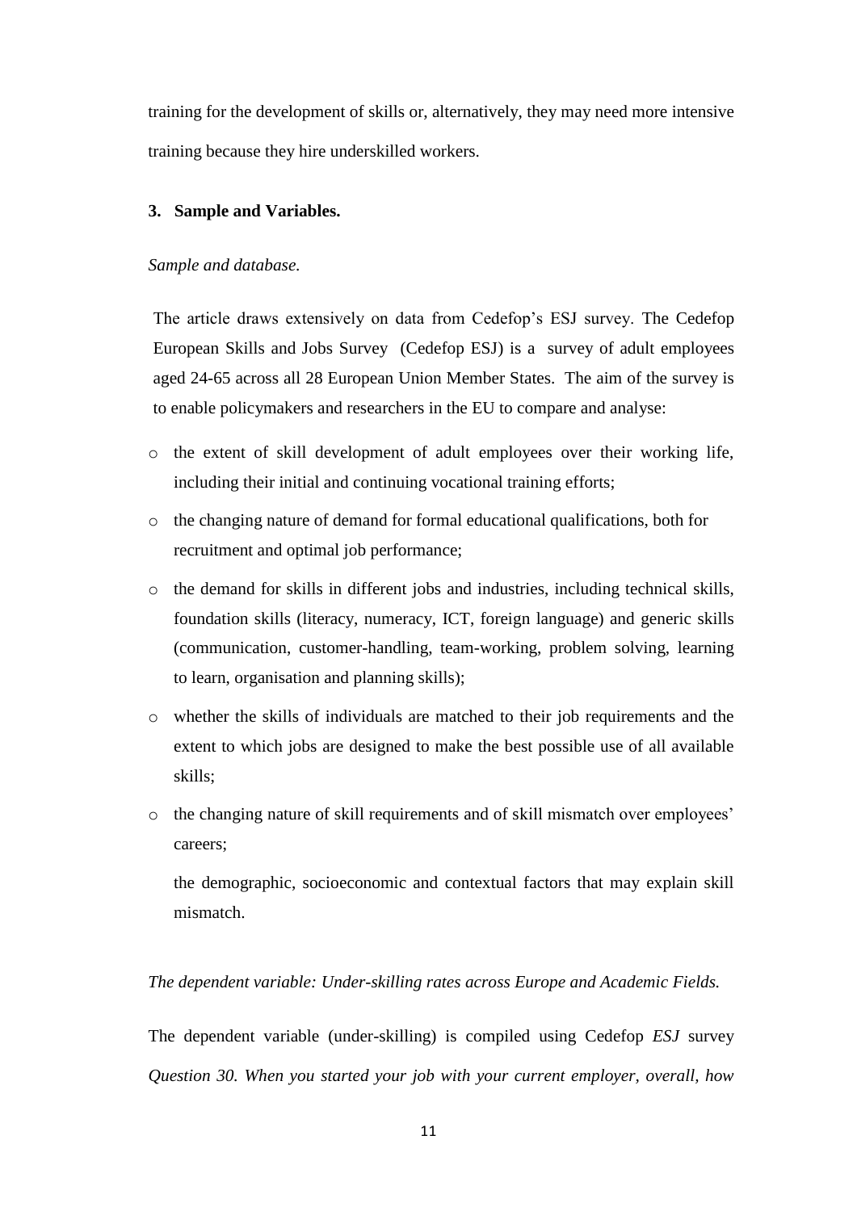training for the development of skills or, alternatively, they may need more intensive training because they hire underskilled workers.

### 3. Sample and Variables.

*Sample and database.*

The article draws extensively on data from Cedefop's ESJ survey. The Cedefop European Skills and Jobs Survey (Cedefop ESJ) is a survey of adult employees aged 24-65 across all 28 European Union Member States. The aim of the survey is to enable policymakers and researchers in the EU to compare and analyse:

- the extent of skill development of adult employees over their working life, including their initial and continuing vocational training efforts;
- the changing nature of demand for formal educational qualifications, both for recruitment and optimal job performance;
- the demand for skills in different jobs and industries, including technical skills, foundation skills (literacy, numeracy, ICT, foreign language) and generic skills (communication, customer-handling, team-working, problem solving, learning to learn, organisation and planning skills);
- whether the skills of individuals are matched to their job requirements and the extent to which jobs are designed to make the best possible use of all available skills;
- the changing nature of skill requirements and of skill mismatch over employees' careers;

  the demographic, socioeconomic and contextual factors that may explain skill mismatch.

*The dependent variable: Under-skilling rates across Europe and Academic Fields.*

The dependent variable (under-skilling) is compiled using Cedefop *ESJ* survey *Question 30. When you started your job with your current employer, overall, how*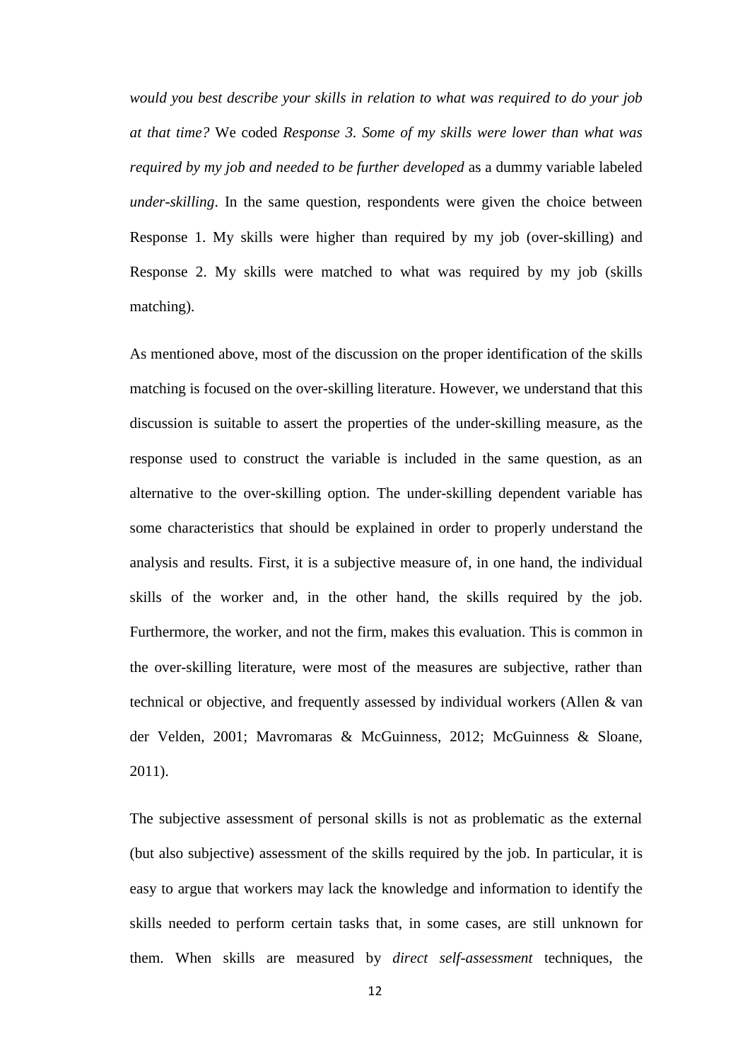*would you best describe your skills in relation to what was required to do your job at that time?* We coded *Response 3. Some of my skills were lower than what was required by my job and needed to be further developed* as a dummy variable labeled *under-skilling*. In the same question, respondents were given the choice between Response 1. My skills were higher than required by my job (over-skilling) and Response 2. My skills were matched to what was required by my job (skills matching).

As mentioned above, most of the discussion on the proper identification of the skills matching is focused on the over-skilling literature. However, we understand that this discussion is suitable to assert the properties of the under-skilling measure, as the response used to construct the variable is included in the same question, as an alternative to the over-skilling option. The under-skilling dependent variable has some characteristics that should be explained in order to properly understand the analysis and results. First, it is a subjective measure of, in one hand, the individual skills of the worker and, in the other hand, the skills required by the job. Furthermore, the worker, and not the firm, makes this evaluation. This is common in the over-skilling literature, were most of the measures are subjective, rather than technical or objective, and frequently assessed by individual workers (Allen & van der Velden, 2001; Mavromaras & McGuinness, 2012; McGuinness & Sloane, 2011).

The subjective assessment of personal skills is not as problematic as the external (but also subjective) assessment of the skills required by the job. In particular, it is easy to argue that workers may lack the knowledge and information to identify the skills needed to perform certain tasks that, in some cases, are still unknown for them. When skills are measured by *direct self-assessment* techniques, the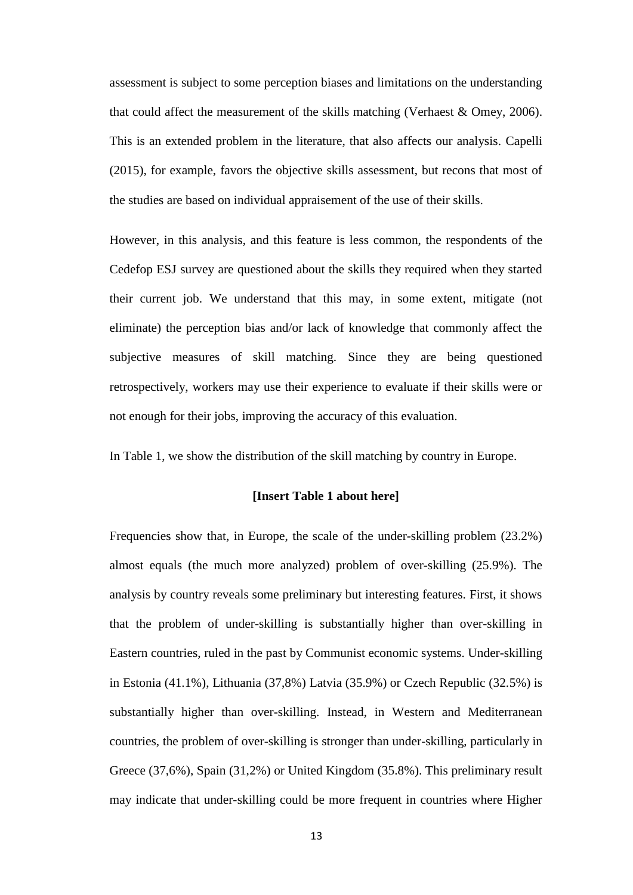assessment is subject to some perception biases and limitations on the understanding that could affect the measurement of the skills matching (Verhaest & Omey, 2006). This is an extended problem in the literature, that also affects our analysis. Capelli (2015), for example, favors the objective skills assessment, but recons that most of the studies are based on individual appraisement of the use of their skills.

However, in this analysis, and this feature is less common, the respondents of the Cedefop ESJ survey are questioned about the skills they required when they started their current job. We understand that this may, in some extent, mitigate (not eliminate) the perception bias and/or lack of knowledge that commonly affect the subjective measures of skill matching. Since they are being questioned retrospectively, workers may use their experience to evaluate if their skills were or not enough for their jobs, improving the accuracy of this evaluation.

In Table 1, we show the distribution of the skill matching by country in Europe.

**[Insert Table 1 about here]**

Frequencies show that, in Europe, the scale of the under-skilling problem (23.2%) almost equals (the much more analyzed) problem of over-skilling (25.9%). The analysis by country reveals some preliminary but interesting features. First, it shows that the problem of under-skilling is substantially higher than over-skilling in Eastern countries, ruled in the past by Communist economic systems. Under-skilling in Estonia (41.1%), Lithuania (37,8%) Latvia (35.9%) or Czech Republic (32.5%) is substantially higher than over-skilling. Instead, in Western and Mediterranean countries, the problem of over-skilling is stronger than under-skilling, particularly in Greece (37,6%), Spain (31,2%) or United Kingdom (35.8%). This preliminary result may indicate that under-skilling could be more frequent in countries where Higher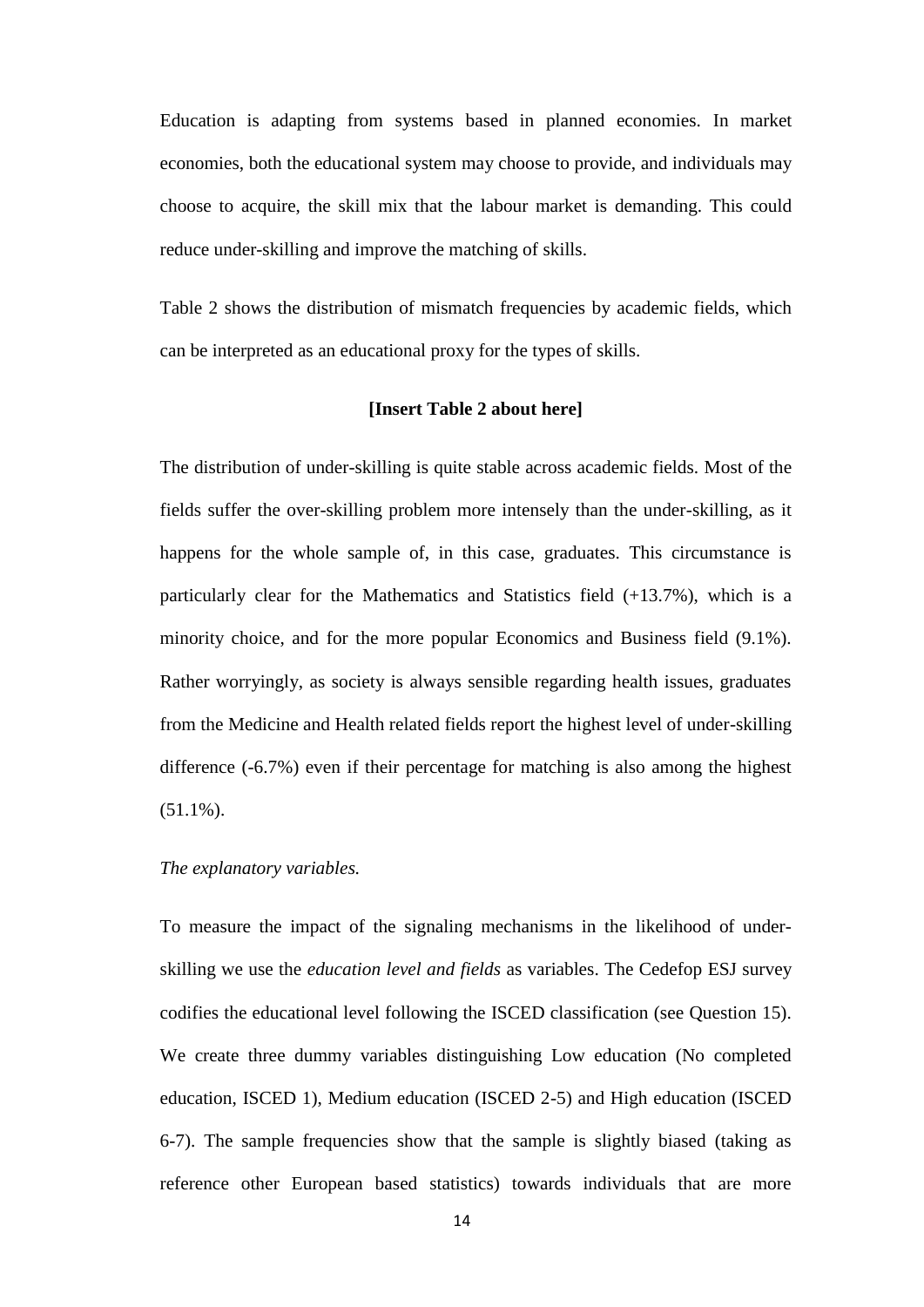Education is adapting from systems based in planned economies. In market economies, both the educational system may choose to provide, and individuals may choose to acquire, the skill mix that the labour market is demanding. This could reduce under-skilling and improve the matching of skills.

Table 2 shows the distribution of mismatch frequencies by academic fields, which can be interpreted as an educational proxy for the types of skills.

**[Insert Table 2 about here]**

The distribution of under-skilling is quite stable across academic fields. Most of the fields suffer the over-skilling problem more intensely than the under-skilling, as it happens for the whole sample of, in this case, graduates. This circumstance is particularly clear for the Mathematics and Statistics field (+13.7%), which is a minority choice, and for the more popular Economics and Business field (9.1%). Rather worryingly, as society is always sensible regarding health issues, graduates from the Medicine and Health related fields report the highest level of under-skilling difference (-6.7%) even if their percentage for matching is also among the highest (51.1%).

*The explanatory variables.*

To measure the impact of the signaling mechanisms in the likelihood of under-skilling we use the *education level and fields* as variables. The Cedefop ESJ survey codifies the educational level following the ISCED classification (see Question 15). We create three dummy variables distinguishing Low education (No completed education, ISCED 1), Medium education (ISCED 2-5) and High education (ISCED 6-7). The sample frequencies show that the sample is slightly biased (taking as reference other European based statistics) towards individuals that are more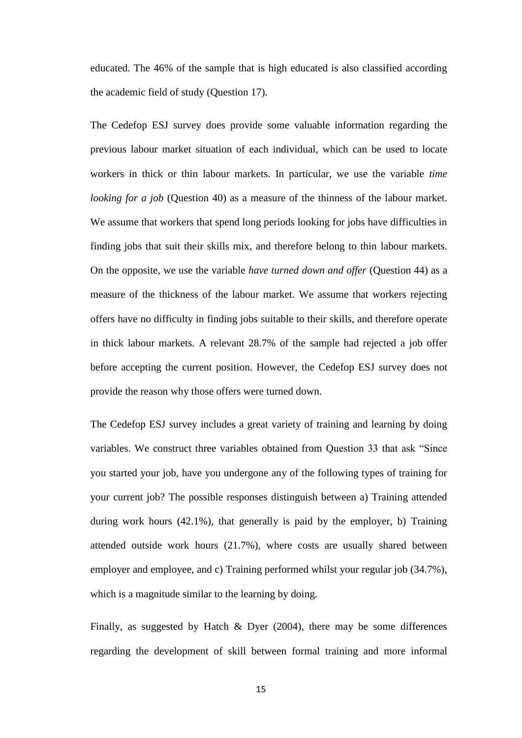educated. The 46% of the sample that is high educated is also classified according the academic field of study (Question 17).

The Cedefop ESJ survey does provide some valuable information regarding the previous labour market situation of each individual, which can be used to locate workers in thick or thin labour markets. In particular, we use the variable *time looking for a job* (Question 40) as a measure of the thinness of the labour market. We assume that workers that spend long periods looking for jobs have difficulties in finding jobs that suit their skills mix, and therefore belong to thin labour markets. On the opposite, we use the variable *have turned down and offer* (Question 44) as a measure of the thickness of the labour market. We assume that workers rejecting offers have no difficulty in finding jobs suitable to their skills, and therefore operate in thick labour markets. A relevant 28.7% of the sample had rejected a job offer before accepting the current position. However, the Cedefop ESJ survey does not provide the reason why those offers were turned down.

The Cedefop ESJ survey includes a great variety of training and learning by doing variables. We construct three variables obtained from Question 33 that ask "Since you started your job, have you undergone any of the following types of training for your current job? The possible responses distinguish between a) Training attended during work hours (42.1%), that generally is paid by the employer, b) Training attended outside work hours (21.7%), where costs are usually shared between employer and employee, and c) Training performed whilst your regular job (34.7%), which is a magnitude similar to the learning by doing.

Finally, as suggested by Hatch & Dyer (2004), there may be some differences regarding the development of skill between formal training and more informal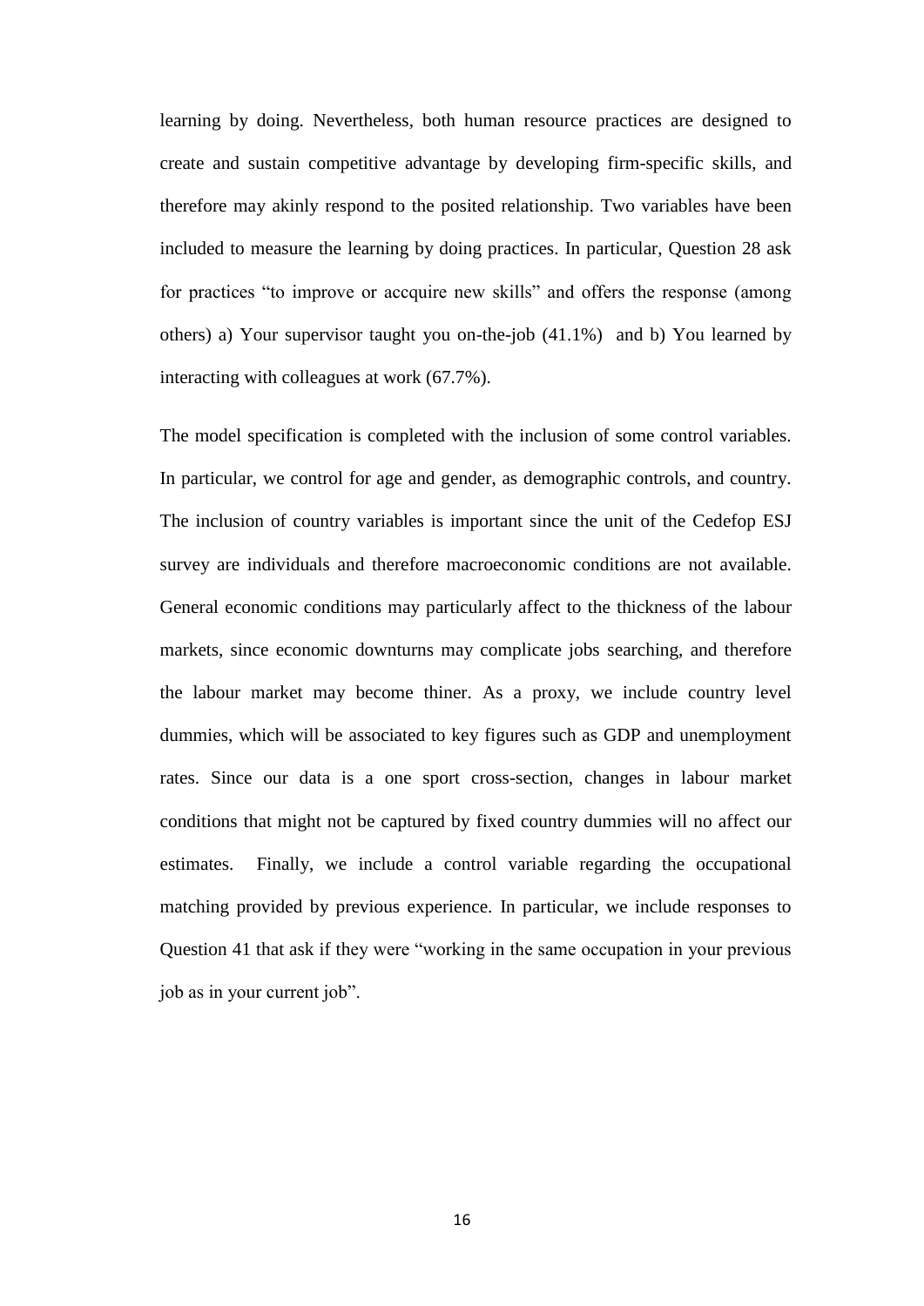learning by doing. Nevertheless, both human resource practices are designed to create and sustain competitive advantage by developing firm-specific skills, and therefore may akinly respond to the posited relationship. Two variables have been included to measure the learning by doing practices. In particular, Question 28 ask for practices "to improve or accquire new skills" and offers the response (among others) a) Your supervisor taught you on-the-job (41.1%) and b) You learned by interacting with colleagues at work (67.7%).

The model specification is completed with the inclusion of some control variables. In particular, we control for age and gender, as demographic controls, and country. The inclusion of country variables is important since the unit of the Cedefop ESJ survey are individuals and therefore macroeconomic conditions are not available. General economic conditions may particularly affect to the thickness of the labour markets, since economic downturns may complicate jobs searching, and therefore the labour market may become thiner. As a proxy, we include country level dummies, which will be associated to key figures such as GDP and unemployment rates. Since our data is a one sport cross-section, changes in labour market conditions that might not be captured by fixed country dummies will no affect our estimates. Finally, we include a control variable regarding the occupational matching provided by previous experience. In particular, we include responses to Question 41 that ask if they were "working in the same occupation in your previous job as in your current job".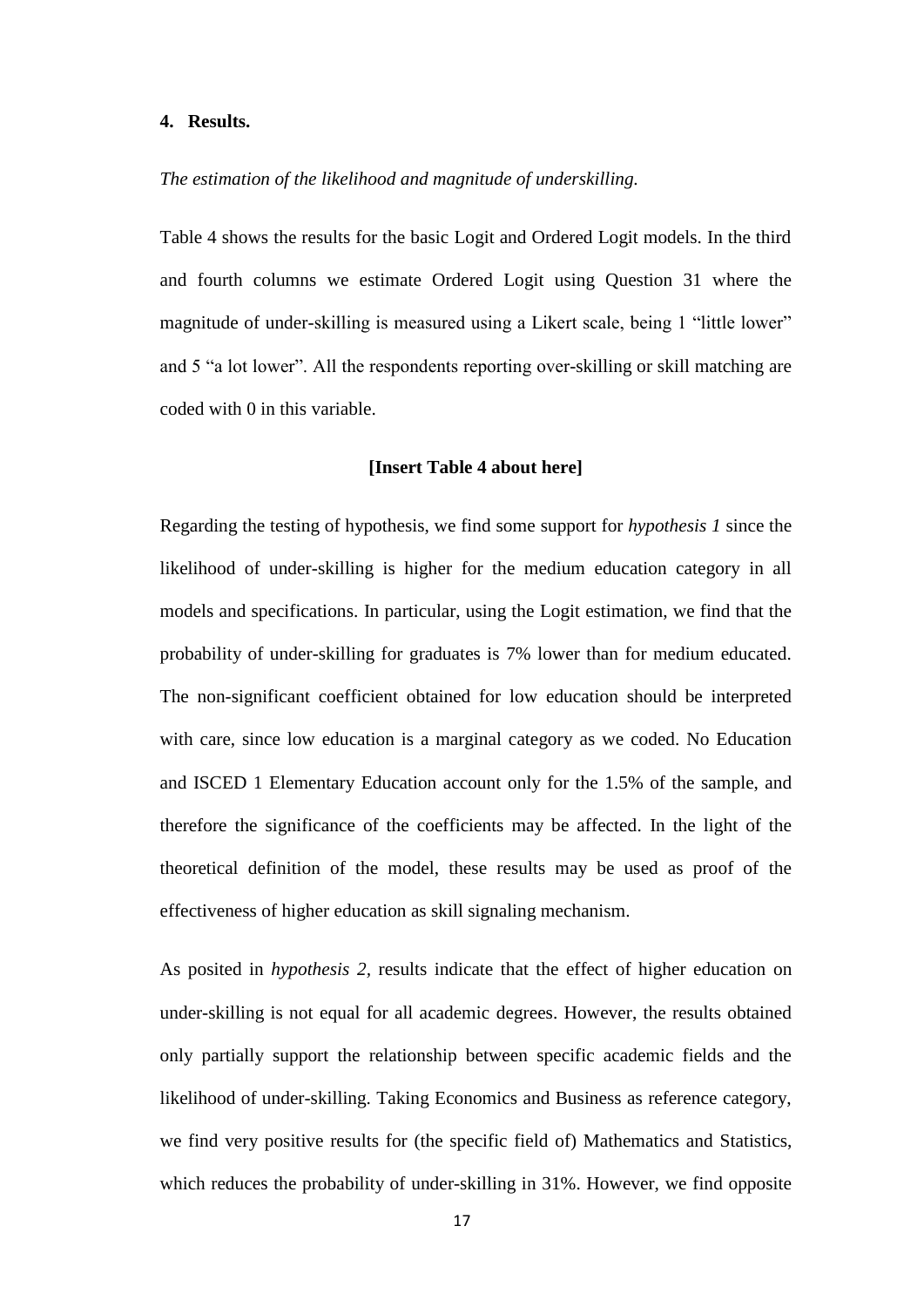## 4. Results.

*The estimation of the likelihood and magnitude of underskilling.*

Table 4 shows the results for the basic Logit and Ordered Logit models. In the third and fourth columns we estimate Ordered Logit using Question 31 where the magnitude of under-skilling is measured using a Likert scale, being 1 "little lower" and 5 "a lot lower". All the respondents reporting over-skilling or skill matching are coded with 0 in this variable.

**[Insert Table 4 about here]**

Regarding the testing of hypothesis, we find some support for *hypothesis 1* since the likelihood of under-skilling is higher for the medium education category in all models and specifications. In particular, using the Logit estimation, we find that the probability of under-skilling for graduates is 7% lower than for medium educated. The non-significant coefficient obtained for low education should be interpreted with care, since low education is a marginal category as we coded. No Education and ISCED 1 Elementary Education account only for the 1.5% of the sample, and therefore the significance of the coefficients may be affected. In the light of the theoretical definition of the model, these results may be used as proof of the effectiveness of higher education as skill signaling mechanism.

As posited in *hypothesis 2*, results indicate that the effect of higher education on under-skilling is not equal for all academic degrees. However, the results obtained only partially support the relationship between specific academic fields and the likelihood of under-skilling. Taking Economics and Business as reference category, we find very positive results for (the specific field of) Mathematics and Statistics, which reduces the probability of under-skilling in 31%. However, we find opposite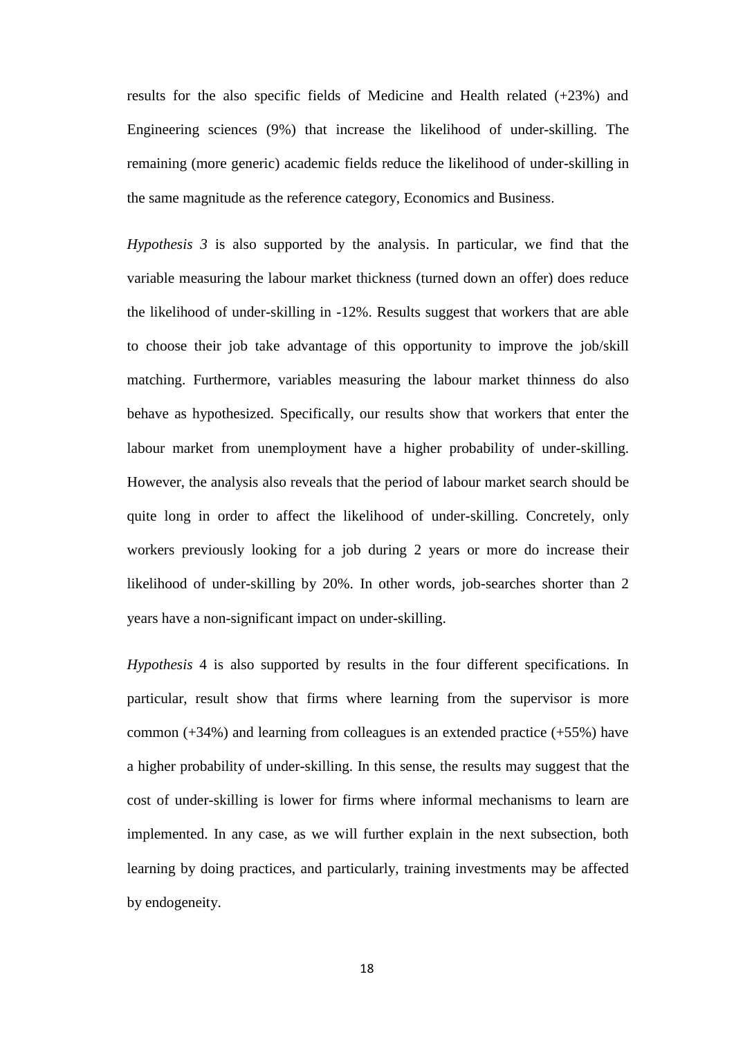results for the also specific fields of Medicine and Health related (+23%) and Engineering sciences (9%) that increase the likelihood of under-skilling. The remaining (more generic) academic fields reduce the likelihood of under-skilling in the same magnitude as the reference category, Economics and Business.

*Hypothesis 3* is also supported by the analysis. In particular, we find that the variable measuring the labour market thickness (turned down an offer) does reduce the likelihood of under-skilling in -12%. Results suggest that workers that are able to choose their job take advantage of this opportunity to improve the job/skill matching. Furthermore, variables measuring the labour market thinness do also behave as hypothesized. Specifically, our results show that workers that enter the labour market from unemployment have a higher probability of under-skilling. However, the analysis also reveals that the period of labour market search should be quite long in order to affect the likelihood of under-skilling. Concretely, only workers previously looking for a job during 2 years or more do increase their likelihood of under-skilling by 20%. In other words, job-searches shorter than 2 years have a non-significant impact on under-skilling.

*Hypothesis* 4 is also supported by results in the four different specifications. In particular, result show that firms where learning from the supervisor is more common (+34%) and learning from colleagues is an extended practice (+55%) have a higher probability of under-skilling. In this sense, the results may suggest that the cost of under-skilling is lower for firms where informal mechanisms to learn are implemented. In any case, as we will further explain in the next subsection, both learning by doing practices, and particularly, training investments may be affected by endogeneity.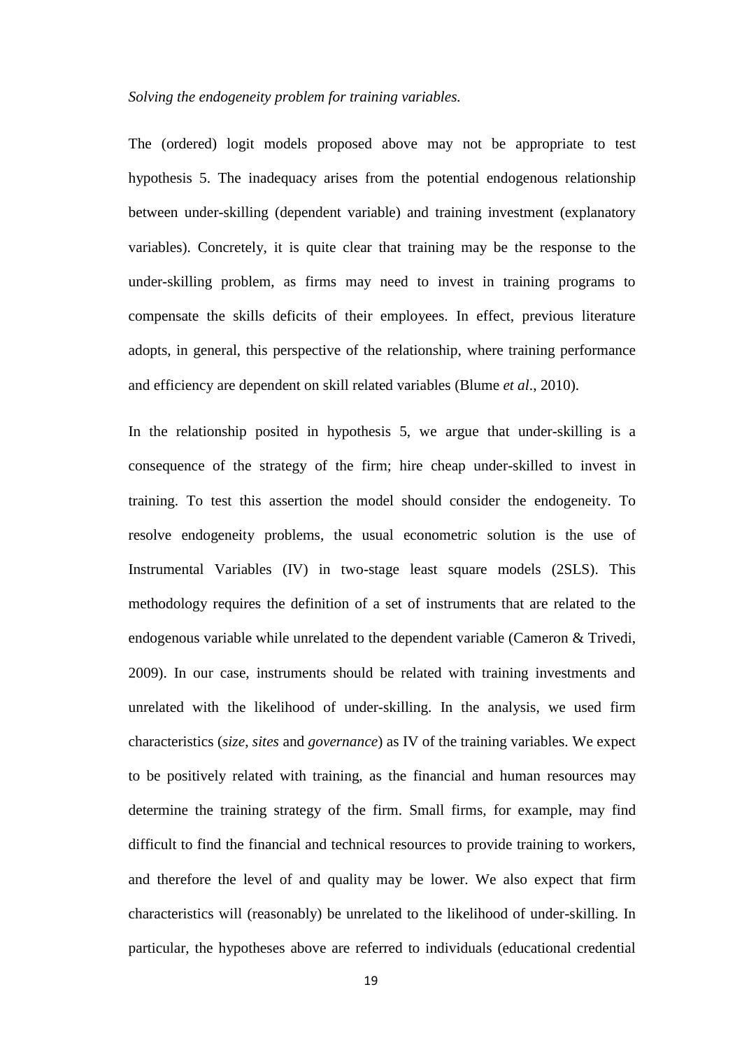*Solving the endogeneity problem for training variables.*

The (ordered) logit models proposed above may not be appropriate to test hypothesis 5. The inadequacy arises from the potential endogenous relationship between under-skilling (dependent variable) and training investment (explanatory variables). Concretely, it is quite clear that training may be the response to the under-skilling problem, as firms may need to invest in training programs to compensate the skills deficits of their employees. In effect, previous literature adopts, in general, this perspective of the relationship, where training performance and efficiency are dependent on skill related variables (Blume *et al*., 2010).

In the relationship posited in hypothesis 5, we argue that under-skilling is a consequence of the strategy of the firm; hire cheap under-skilled to invest in training. To test this assertion the model should consider the endogeneity. To resolve endogeneity problems, the usual econometric solution is the use of Instrumental Variables (IV) in two-stage least square models (2SLS). This methodology requires the definition of a set of instruments that are related to the endogenous variable while unrelated to the dependent variable (Cameron & Trivedi, 2009). In our case, instruments should be related with training investments and unrelated with the likelihood of under-skilling. In the analysis, we used firm characteristics (*size*, *sites* and *governance*) as IV of the training variables. We expect to be positively related with training, as the financial and human resources may determine the training strategy of the firm. Small firms, for example, may find difficult to find the financial and technical resources to provide training to workers, and therefore the level of and quality may be lower. We also expect that firm characteristics will (reasonably) be unrelated to the likelihood of under-skilling. In particular, the hypotheses above are referred to individuals (educational credential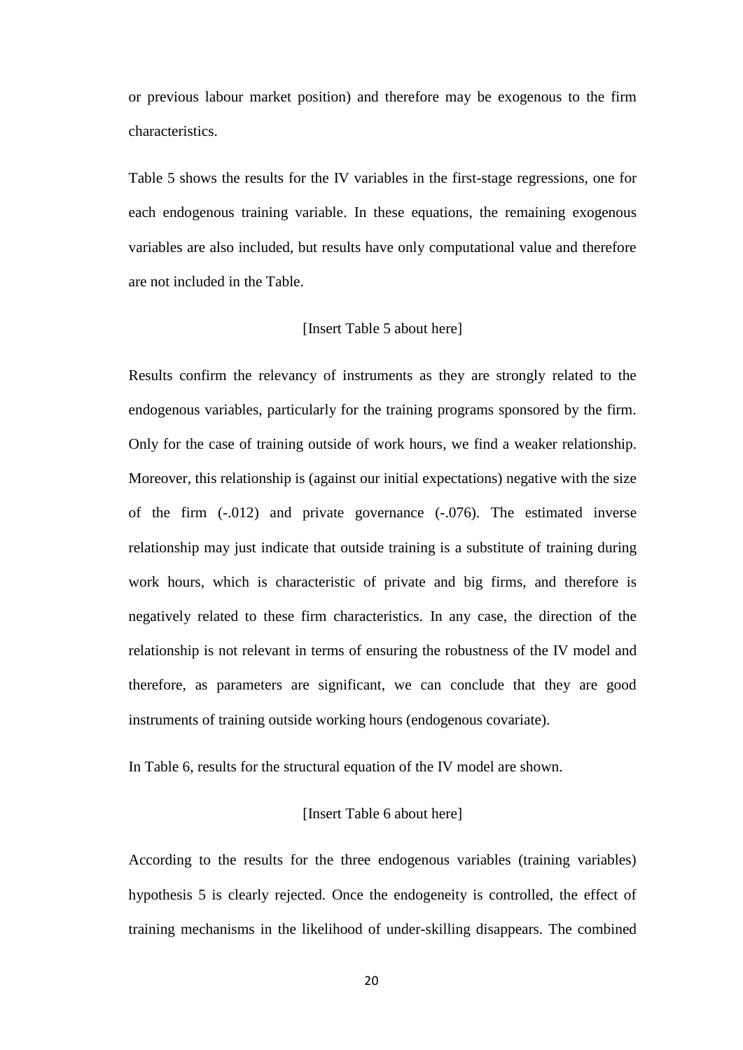or previous labour market position) and therefore may be exogenous to the firm characteristics.

Table 5 shows the results for the IV variables in the first-stage regressions, one for each endogenous training variable. In these equations, the remaining exogenous variables are also included, but results have only computational value and therefore are not included in the Table.

[Insert Table 5 about here]

Results confirm the relevancy of instruments as they are strongly related to the endogenous variables, particularly for the training programs sponsored by the firm. Only for the case of training outside of work hours, we find a weaker relationship. Moreover, this relationship is (against our initial expectations) negative with the size of the firm (-.012) and private governance (-.076). The estimated inverse relationship may just indicate that outside training is a substitute of training during work hours, which is characteristic of private and big firms, and therefore is negatively related to these firm characteristics. In any case, the direction of the relationship is not relevant in terms of ensuring the robustness of the IV model and therefore, as parameters are significant, we can conclude that they are good instruments of training outside working hours (endogenous covariate).

In Table 6, results for the structural equation of the IV model are shown.

[Insert Table 6 about here]

According to the results for the three endogenous variables (training variables) hypothesis 5 is clearly rejected. Once the endogeneity is controlled, the effect of training mechanisms in the likelihood of under-skilling disappears. The combined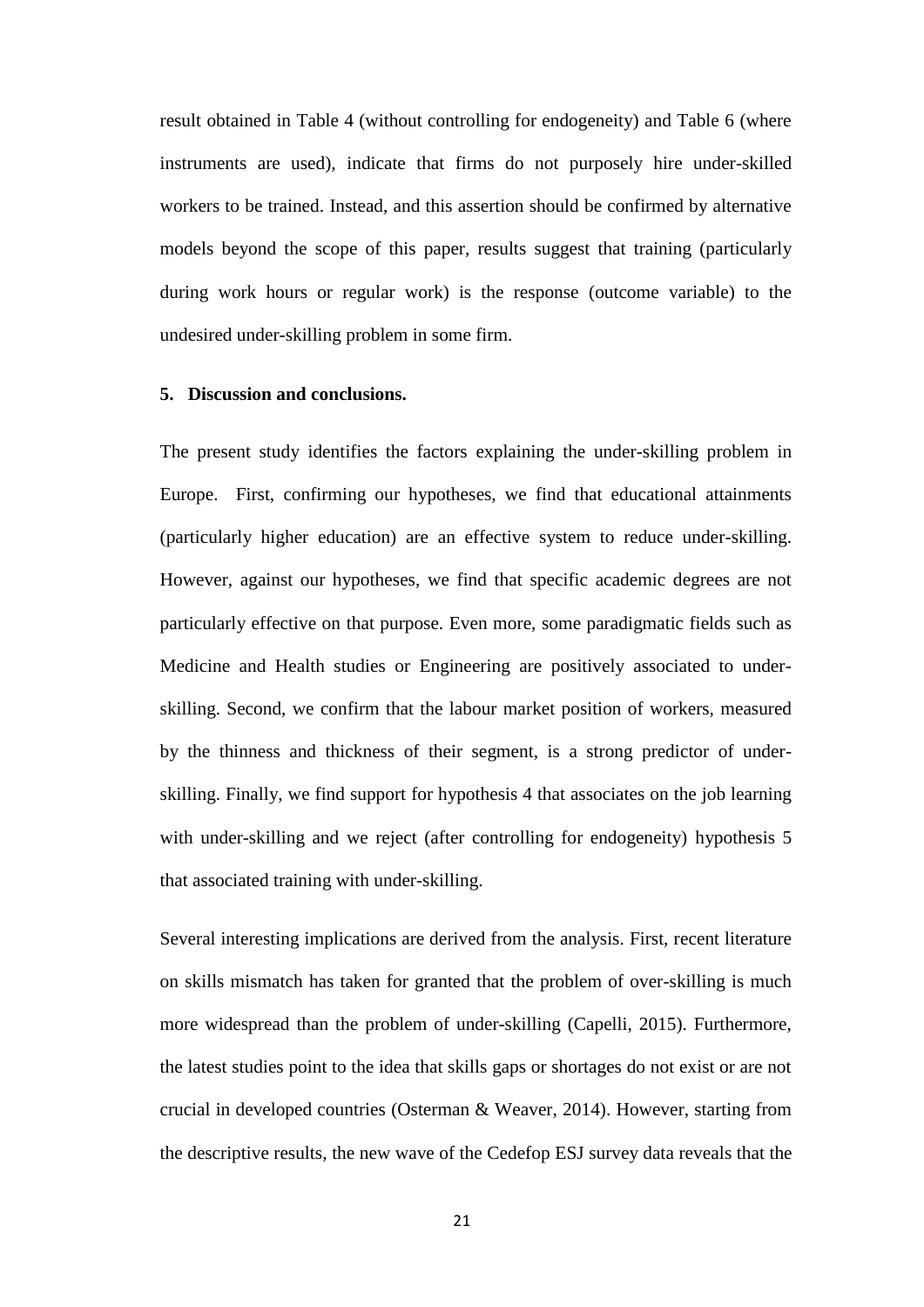result obtained in Table 4 (without controlling for endogeneity) and Table 6 (where instruments are used), indicate that firms do not purposely hire under-skilled workers to be trained. Instead, and this assertion should be confirmed by alternative models beyond the scope of this paper, results suggest that training (particularly during work hours or regular work) is the response (outcome variable) to the undesired under-skilling problem in some firm.

## 5. Discussion and conclusions.

The present study identifies the factors explaining the under-skilling problem in Europe. First, confirming our hypotheses, we find that educational attainments (particularly higher education) are an effective system to reduce under-skilling. However, against our hypotheses, we find that specific academic degrees are not particularly effective on that purpose. Even more, some paradigmatic fields such as Medicine and Health studies or Engineering are positively associated to under-skilling. Second, we confirm that the labour market position of workers, measured by the thinness and thickness of their segment, is a strong predictor of under-skilling. Finally, we find support for hypothesis 4 that associates on the job learning with under-skilling and we reject (after controlling for endogeneity) hypothesis 5 that associated training with under-skilling.

Several interesting implications are derived from the analysis. First, recent literature on skills mismatch has taken for granted that the problem of over-skilling is much more widespread than the problem of under-skilling (Capelli, 2015). Furthermore, the latest studies point to the idea that skills gaps or shortages do not exist or are not crucial in developed countries (Osterman & Weaver, 2014). However, starting from the descriptive results, the new wave of the Cedefop ESJ survey data reveals that the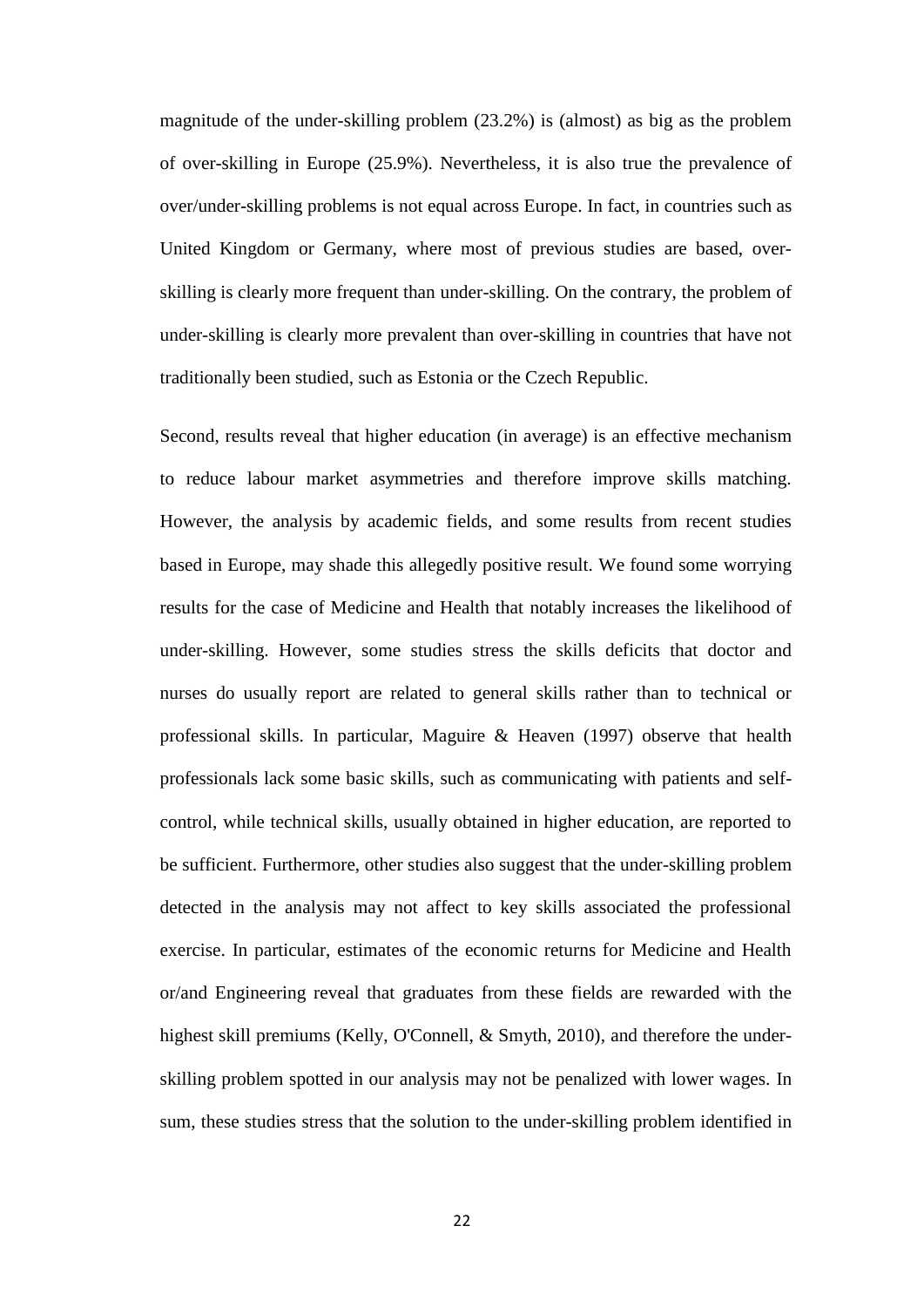magnitude of the under-skilling problem (23.2%) is (almost) as big as the problem of over-skilling in Europe (25.9%). Nevertheless, it is also true the prevalence of over/under-skilling problems is not equal across Europe. In fact, in countries such as United Kingdom or Germany, where most of previous studies are based, over-skilling is clearly more frequent than under-skilling. On the contrary, the problem of under-skilling is clearly more prevalent than over-skilling in countries that have not traditionally been studied, such as Estonia or the Czech Republic.

Second, results reveal that higher education (in average) is an effective mechanism to reduce labour market asymmetries and therefore improve skills matching. However, the analysis by academic fields, and some results from recent studies based in Europe, may shade this allegedly positive result. We found some worrying results for the case of Medicine and Health that notably increases the likelihood of under-skilling. However, some studies stress the skills deficits that doctor and nurses do usually report are related to general skills rather than to technical or professional skills. In particular, Maguire & Heaven (1997) observe that health professionals lack some basic skills, such as communicating with patients and self-control, while technical skills, usually obtained in higher education, are reported to be sufficient. Furthermore, other studies also suggest that the under-skilling problem detected in the analysis may not affect to key skills associated the professional exercise. In particular, estimates of the economic returns for Medicine and Health or/and Engineering reveal that graduates from these fields are rewarded with the highest skill premiums (Kelly, O'Connell, & Smyth, 2010), and therefore the under-skilling problem spotted in our analysis may not be penalized with lower wages. In sum, these studies stress that the solution to the under-skilling problem identified in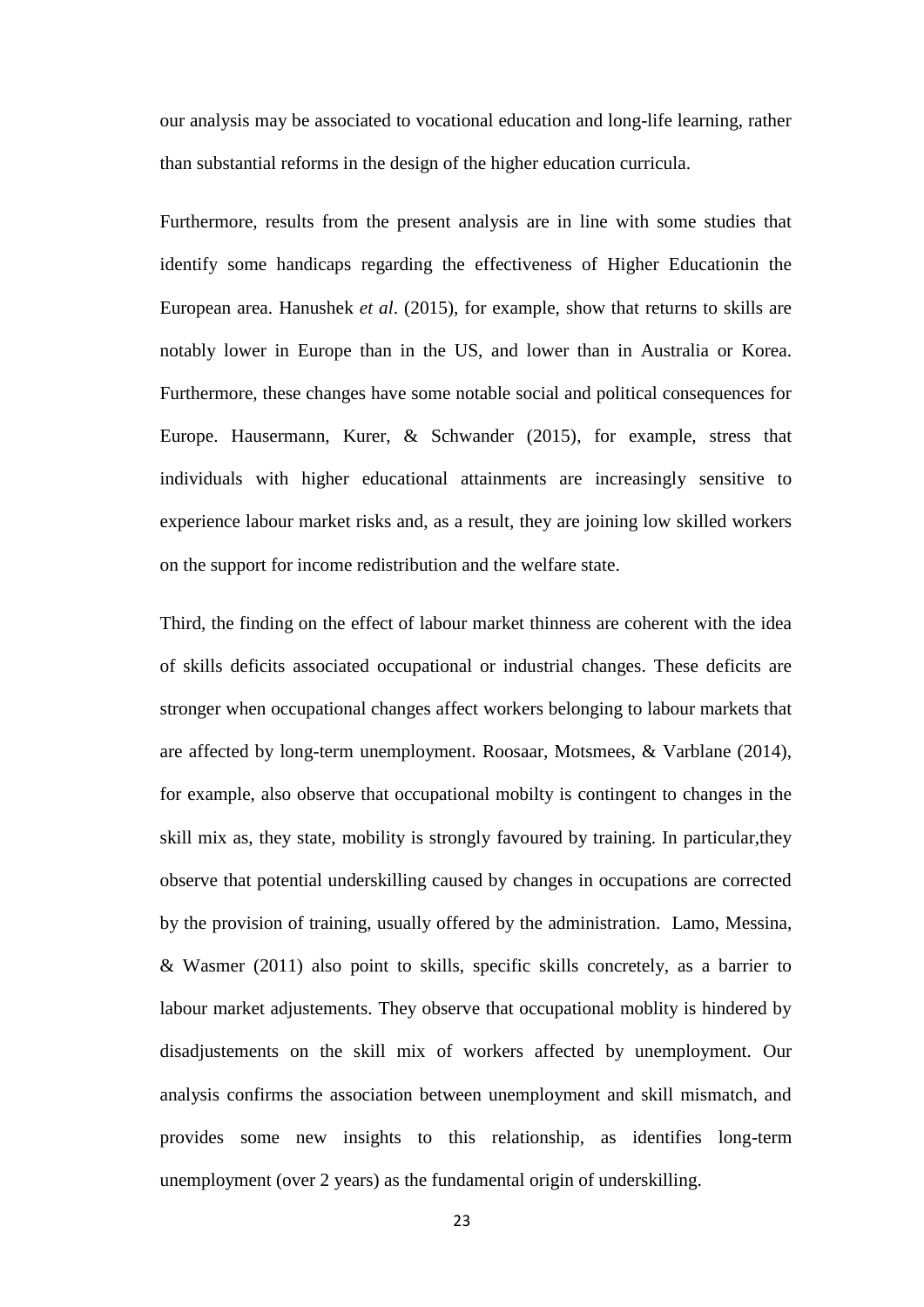our analysis may be associated to vocational education and long-life learning, rather than substantial reforms in the design of the higher education curricula.

Furthermore, results from the present analysis are in line with some studies that identify some handicaps regarding the effectiveness of Higher Educationin the European area. Hanushek *et al*. (2015), for example, show that returns to skills are notably lower in Europe than in the US, and lower than in Australia or Korea. Furthermore, these changes have some notable social and political consequences for Europe. Hausermann, Kurer, & Schwander (2015), for example, stress that individuals with higher educational attainments are increasingly sensitive to experience labour market risks and, as a result, they are joining low skilled workers on the support for income redistribution and the welfare state.

Third, the finding on the effect of labour market thinness are coherent with the idea of skills deficits associated occupational or industrial changes. These deficits are stronger when occupational changes affect workers belonging to labour markets that are affected by long-term unemployment. Roosaar, Motsmees, & Varblane (2014), for example, also observe that occupational mobilty is contingent to changes in the skill mix as, they state, mobility is strongly favoured by training. In particular,they observe that potential underskilling caused by changes in occupations are corrected by the provision of training, usually offered by the administration. Lamo, Messina, & Wasmer (2011) also point to skills, specific skills concretely, as a barrier to labour market adjustements. They observe that occupational moblity is hindered by disadjustements on the skill mix of workers affected by unemployment. Our analysis confirms the association between unemployment and skill mismatch, and provides some new insights to this relationship, as identifies long-term unemployment (over 2 years) as the fundamental origin of underskilling.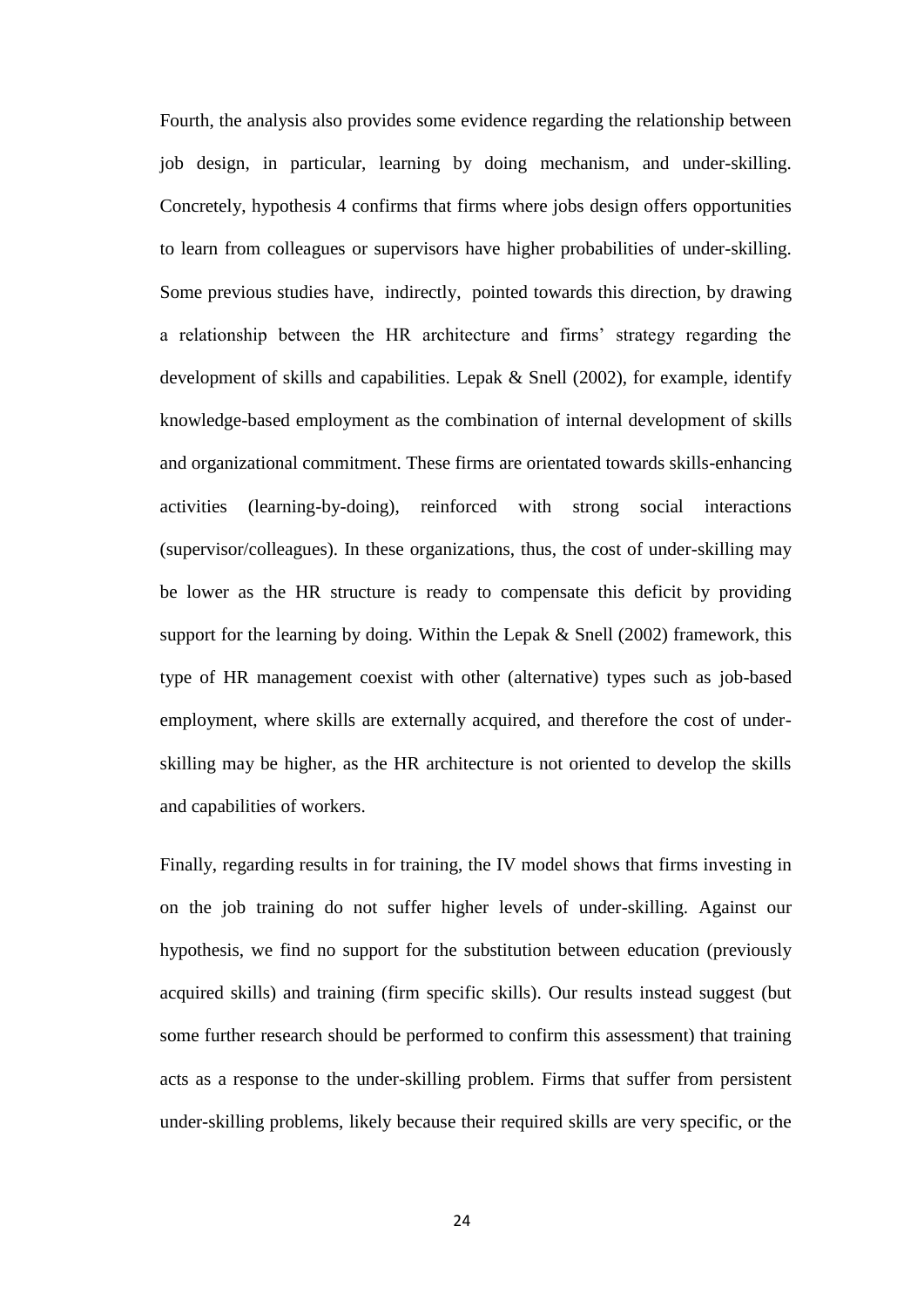Fourth, the analysis also provides some evidence regarding the relationship between job design, in particular, learning by doing mechanism, and under-skilling. Concretely, hypothesis 4 confirms that firms where jobs design offers opportunities to learn from colleagues or supervisors have higher probabilities of under-skilling. Some previous studies have, indirectly, pointed towards this direction, by drawing a relationship between the HR architecture and firms' strategy regarding the development of skills and capabilities. Lepak & Snell (2002), for example, identify knowledge-based employment as the combination of internal development of skills and organizational commitment. These firms are orientated towards skills-enhancing activities (learning-by-doing), reinforced with strong social interactions (supervisor/colleagues). In these organizations, thus, the cost of under-skilling may be lower as the HR structure is ready to compensate this deficit by providing support for the learning by doing. Within the Lepak & Snell (2002) framework, this type of HR management coexist with other (alternative) types such as job-based employment, where skills are externally acquired, and therefore the cost of under-skilling may be higher, as the HR architecture is not oriented to develop the skills and capabilities of workers.

Finally, regarding results in for training, the IV model shows that firms investing in on the job training do not suffer higher levels of under-skilling. Against our hypothesis, we find no support for the substitution between education (previously acquired skills) and training (firm specific skills). Our results instead suggest (but some further research should be performed to confirm this assessment) that training acts as a response to the under-skilling problem. Firms that suffer from persistent under-skilling problems, likely because their required skills are very specific, or the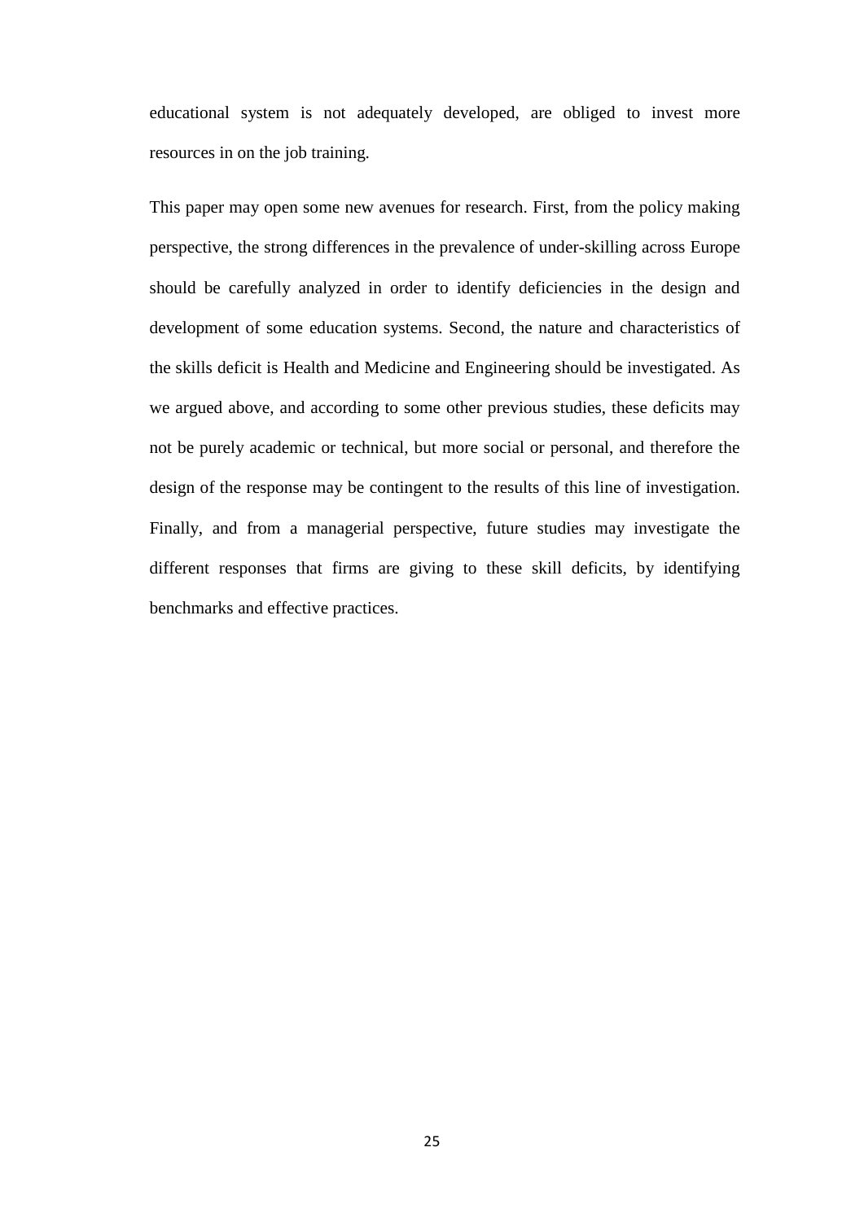educational system is not adequately developed, are obliged to invest more resources in on the job training.

This paper may open some new avenues for research. First, from the policy making perspective, the strong differences in the prevalence of under-skilling across Europe should be carefully analyzed in order to identify deficiencies in the design and development of some education systems. Second, the nature and characteristics of the skills deficit is Health and Medicine and Engineering should be investigated. As we argued above, and according to some other previous studies, these deficits may not be purely academic or technical, but more social or personal, and therefore the design of the response may be contingent to the results of this line of investigation. Finally, and from a managerial perspective, future studies may investigate the different responses that firms are giving to these skill deficits, by identifying benchmarks and effective practices.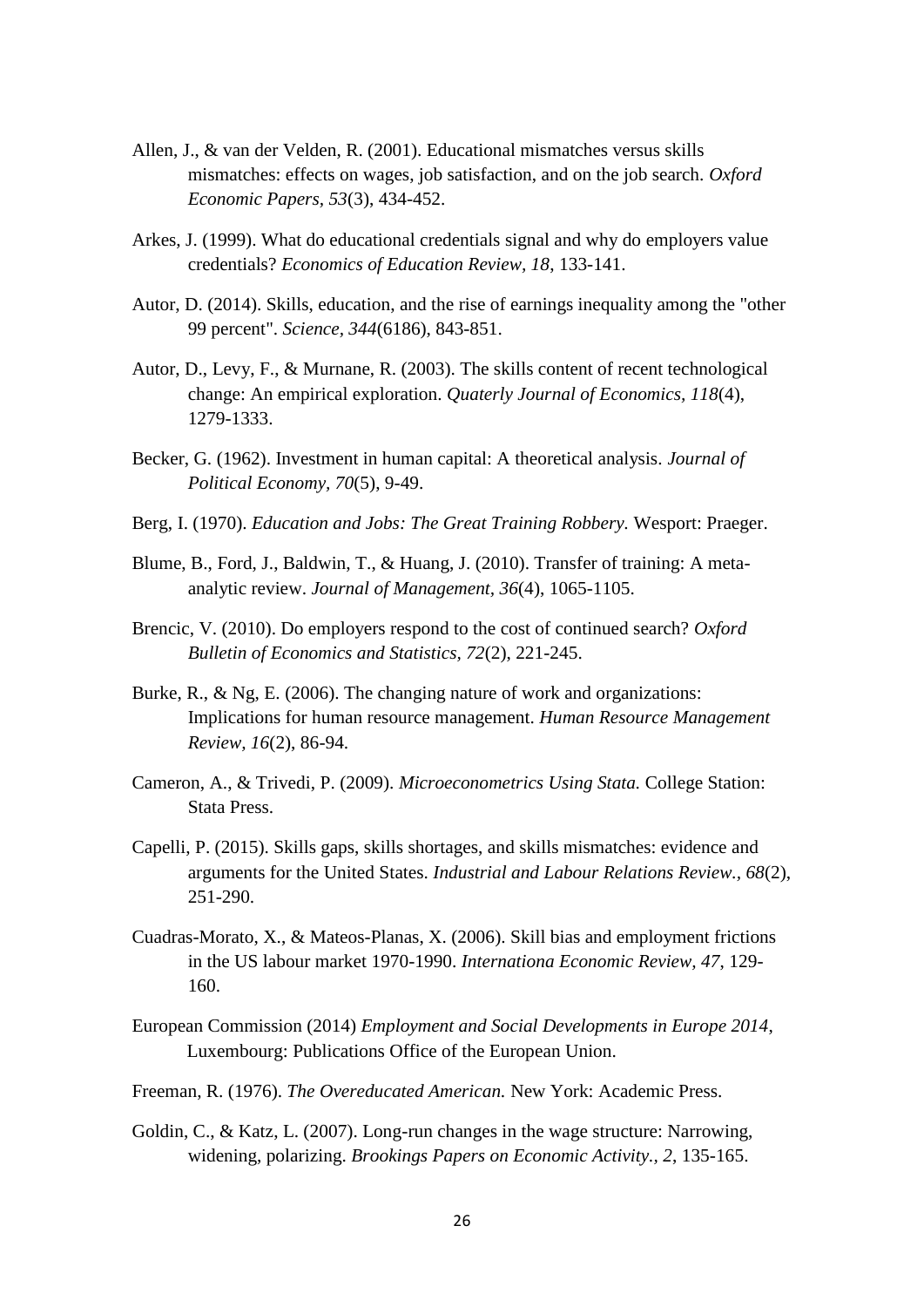Allen, J., & van der Velden, R. (2001). Educational mismatches versus skills mismatches: effects on wages, job satisfaction, and on the job search. *Oxford Economic Papers, 53*(3), 434-452.

Arkes, J. (1999). What do educational credentials signal and why do employers value credentials? *Economics of Education Review, 18*, 133-141.

Autor, D. (2014). Skills, education, and the rise of earnings inequality among the "other 99 percent". *Science, 344*(6186), 843-851.

Autor, D., Levy, F., & Murnane, R. (2003). The skills content of recent technological change: An empirical exploration. *Quaterly Journal of Economics, 118*(4), 1279-1333.

Becker, G. (1962). Investment in human capital: A theoretical analysis. *Journal of Political Economy, 70*(5), 9-49.

Berg, I. (1970). *Education and Jobs: The Great Training Robbery.* Wesport: Praeger.

Blume, B., Ford, J., Baldwin, T., & Huang, J. (2010). Transfer of training: A meta-analytic review. *Journal of Management, 36*(4), 1065-1105.

Brencic, V. (2010). Do employers respond to the cost of continued search? *Oxford Bulletin of Economics and Statistics, 72*(2), 221-245.

Burke, R., & Ng, E. (2006). The changing nature of work and organizations: Implications for human resource management. *Human Resource Management Review, 16*(2), 86-94.

Cameron, A., & Trivedi, P. (2009). *Microeconometrics Using Stata.* College Station: Stata Press.

Capelli, P. (2015). Skills gaps, skills shortages, and skills mismatches: evidence and arguments for the United States. *Industrial and Labour Relations Review., 68*(2), 251-290.

Cuadras-Morato, X., & Mateos-Planas, X. (2006). Skill bias and employment frictions in the US labour market 1970-1990. *Internationa Economic Review, 47*, 129-160.

European Commission (2014) *Employment and Social Developments in Europe 2014*, Luxembourg: Publications Office of the European Union.

Freeman, R. (1976). *The Overeducated American.* New York: Academic Press.

Goldin, C., & Katz, L. (2007). Long-run changes in the wage structure: Narrowing, widening, polarizing. *Brookings Papers on Economic Activity., 2*, 135-165.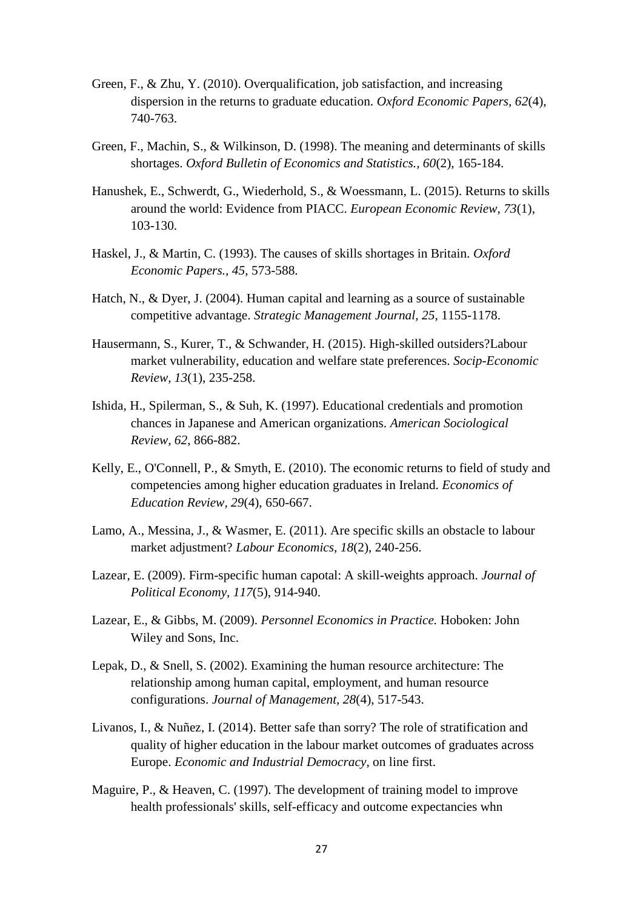Green, F., & Zhu, Y. (2010). Overqualification, job satisfaction, and increasing dispersion in the returns to graduate education. *Oxford Economic Papers, 62*(4), 740-763.

Green, F., Machin, S., & Wilkinson, D. (1998). The meaning and determinants of skills shortages. *Oxford Bulletin of Economics and Statistics., 60*(2), 165-184.

Hanushek, E., Schwerdt, G., Wiederhold, S., & Woessmann, L. (2015). Returns to skills around the world: Evidence from PIACC. *European Economic Review, 73*(1), 103-130.

Haskel, J., & Martin, C. (1993). The causes of skills shortages in Britain. *Oxford Economic Papers., 45*, 573-588.

Hatch, N., & Dyer, J. (2004). Human capital and learning as a source of sustainable competitive advantage. *Strategic Management Journal, 25*, 1155-1178.

Hausermann, S., Kurer, T., & Schwander, H. (2015). High-skilled outsiders?Labour market vulnerability, education and welfare state preferences. *Socip-Economic Review, 13*(1), 235-258.

Ishida, H., Spilerman, S., & Suh, K. (1997). Educational credentials and promotion chances in Japanese and American organizations. *American Sociological Review, 62*, 866-882.

Kelly, E., O'Connell, P., & Smyth, E. (2010). The economic returns to field of study and competencies among higher education graduates in Ireland. *Economics of Education Review, 29*(4), 650-667.

Lamo, A., Messina, J., & Wasmer, E. (2011). Are specific skills an obstacle to labour market adjustment? *Labour Economics, 18*(2), 240-256.

Lazear, E. (2009). Firm-specific human capotal: A skill-weights approach. *Journal of Political Economy, 117*(5), 914-940.

Lazear, E., & Gibbs, M. (2009). *Personnel Economics in Practice.* Hoboken: John Wiley and Sons, Inc.

Lepak, D., & Snell, S. (2002). Examining the human resource architecture: The relationship among human capital, employment, and human resource configurations. *Journal of Management, 28*(4), 517-543.

Livanos, I., & Nuñez, I. (2014). Better safe than sorry? The role of stratification and quality of higher education in the labour market outcomes of graduates across Europe. *Economic and Industrial Democracy*, on line first.

Maguire, P., & Heaven, C. (1997). The development of training model to improve health professionals' skills, self-efficacy and outcome expectancies whn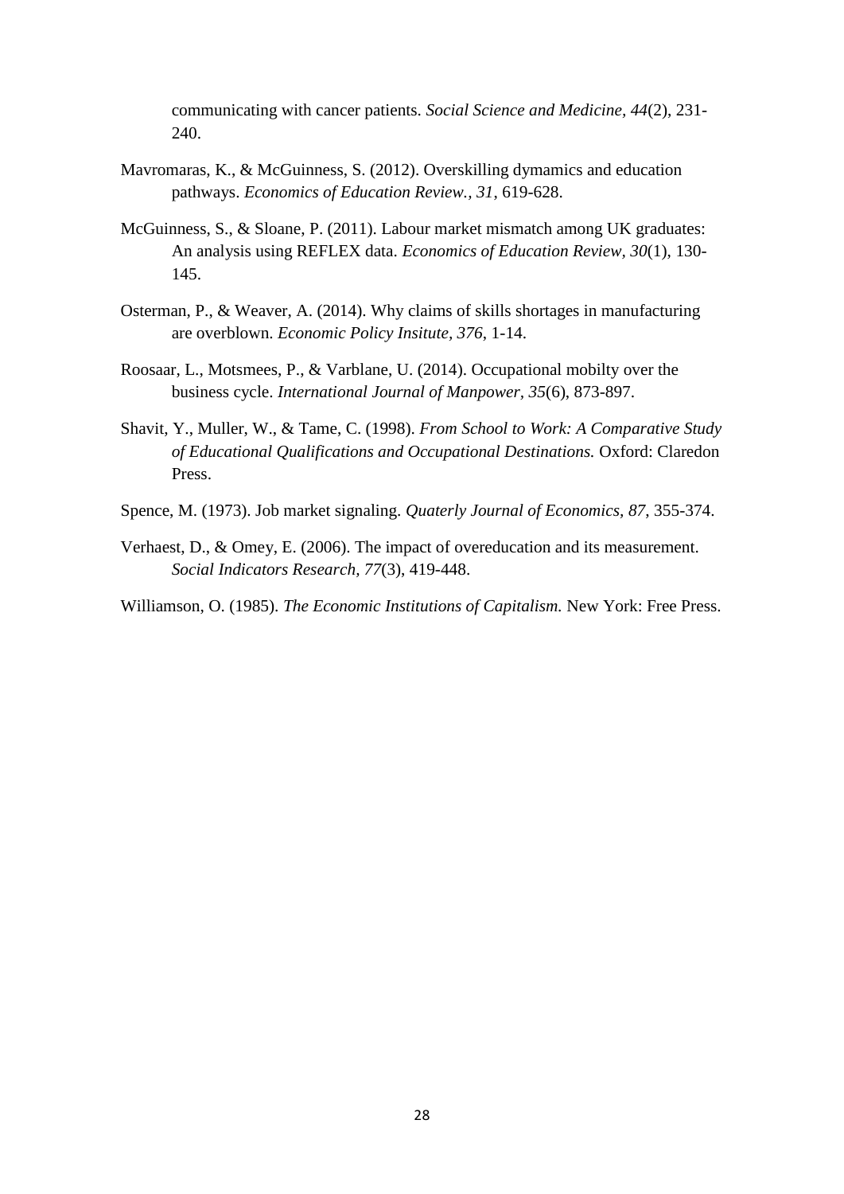communicating with cancer patients. *Social Science and Medicine, 44*(2), 231-240.

Mavromaras, K., & McGuinness, S. (2012). Overskilling dymamics and education pathways. *Economics of Education Review., 31*, 619-628.

McGuinness, S., & Sloane, P. (2011). Labour market mismatch among UK graduates: An analysis using REFLEX data. *Economics of Education Review, 30*(1), 130-145.

Osterman, P., & Weaver, A. (2014). Why claims of skills shortages in manufacturing are overblown. *Economic Policy Insitute, 376*, 1-14.

Roosaar, L., Motsmees, P., & Varblane, U. (2014). Occupational mobilty over the business cycle. *International Journal of Manpower, 35*(6), 873-897.

Shavit, Y., Muller, W., & Tame, C. (1998). *From School to Work: A Comparative Study of Educational Qualifications and Occupational Destinations.* Oxford: Claredon Press.

Spence, M. (1973). Job market signaling. *Quaterly Journal of Economics, 87*, 355-374.

Verhaest, D., & Omey, E. (2006). The impact of overeducation and its measurement. *Social Indicators Research, 77*(3), 419-448.

Williamson, O. (1985). *The Economic Institutions of Capitalism.* New York: Free Press.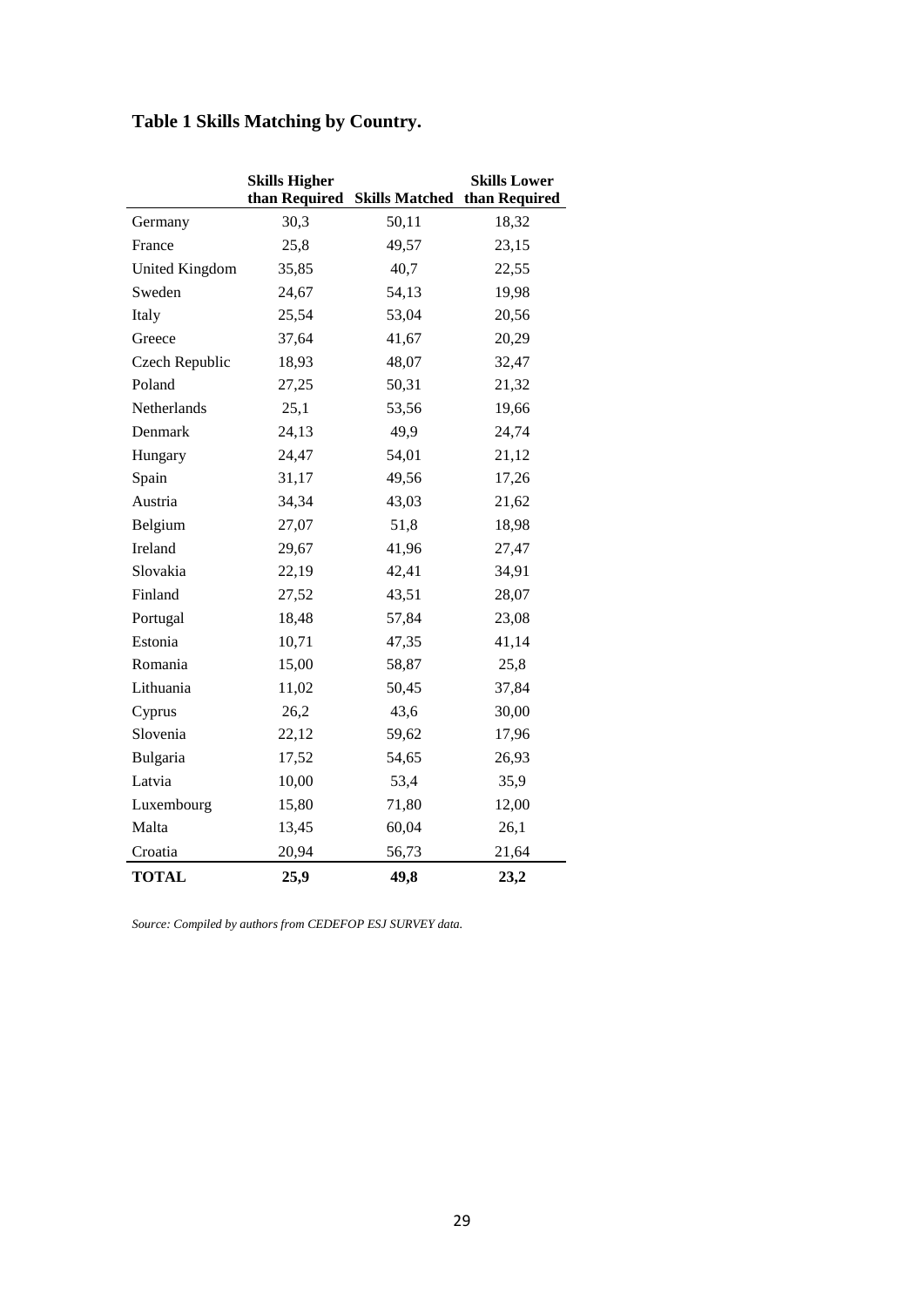**Table 1 Skills Matching by Country.**

| | Skills Higher than Required | Skills Matched | Skills Lower than Required |
|---|---|---|---|
| Germany | 30,3 | 50,11 | 18,32 |
| France | 25,8 | 49,57 | 23,15 |
| United Kingdom | 35,85 | 40,7 | 22,55 |
| Sweden | 24,67 | 54,13 | 19,98 |
| Italy | 25,54 | 53,04 | 20,56 |
| Greece | 37,64 | 41,67 | 20,29 |
| Czech Republic | 18,93 | 48,07 | 32,47 |
| Poland | 27,25 | 50,31 | 21,32 |
| Netherlands | 25,1 | 53,56 | 19,66 |
| Denmark | 24,13 | 49,9 | 24,74 |
| Hungary | 24,47 | 54,01 | 21,12 |
| Spain | 31,17 | 49,56 | 17,26 |
| Austria | 34,34 | 43,03 | 21,62 |
| Belgium | 27,07 | 51,8 | 18,98 |
| Ireland | 29,67 | 41,96 | 27,47 |
| Slovakia | 22,19 | 42,41 | 34,91 |
| Finland | 27,52 | 43,51 | 28,07 |
| Portugal | 18,48 | 57,84 | 23,08 |
| Estonia | 10,71 | 47,35 | 41,14 |
| Romania | 15,00 | 58,87 | 25,8 |
| Lithuania | 11,02 | 50,45 | 37,84 |
| Cyprus | 26,2 | 43,6 | 30,00 |
| Slovenia | 22,12 | 59,62 | 17,96 |
| Bulgaria | 17,52 | 54,65 | 26,93 |
| Latvia | 10,00 | 53,4 | 35,9 |
| Luxembourg | 15,80 | 71,80 | 12,00 |
| Malta | 13,45 | 60,04 | 26,1 |
| Croatia | 20,94 | 56,73 | 21,64 |
| **TOTAL** | **25,9** | **49,8** | **23,2** |

*Source: Compiled by authors from CEDEFOP ESJ SURVEY data.*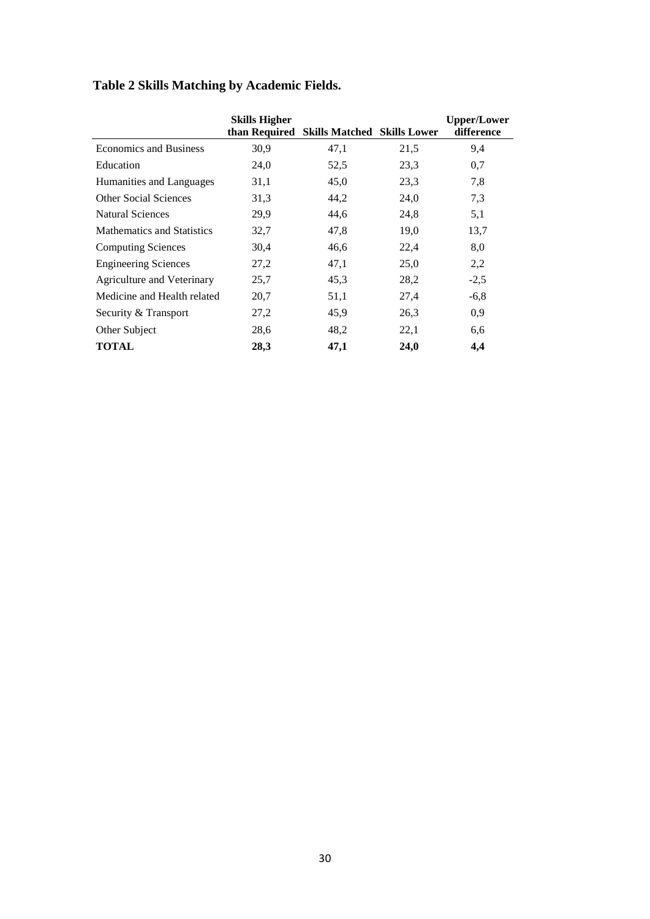**Table 2 Skills Matching by Academic Fields.**

| | Skills Higher than Required | Skills Matched | Skills Lower | Upper/Lower difference |
|---|---|---|---|---|
| Economics and Business | 30,9 | 47,1 | 21,5 | 9,4 |
| Education | 24,0 | 52,5 | 23,3 | 0,7 |
| Humanities and Languages | 31,1 | 45,0 | 23,3 | 7,8 |
| Other Social Sciences | 31,3 | 44,2 | 24,0 | 7,3 |
| Natural Sciences | 29,9 | 44,6 | 24,8 | 5,1 |
| Mathematics and Statistics | 32,7 | 47,8 | 19,0 | 13,7 |
| Computing Sciences | 30,4 | 46,6 | 22,4 | 8,0 |
| Engineering Sciences | 27,2 | 47,1 | 25,0 | 2,2 |
| Agriculture and Veterinary | 25,7 | 45,3 | 28,2 | -2,5 |
| Medicine and Health related | 20,7 | 51,1 | 27,4 | -6,8 |
| Security & Transport | 27,2 | 45,9 | 26,3 | 0,9 |
| Other Subject | 28,6 | 48,2 | 22,1 | 6,6 |
| **TOTAL** | **28,3** | **47,1** | **24,0** | **4,4** |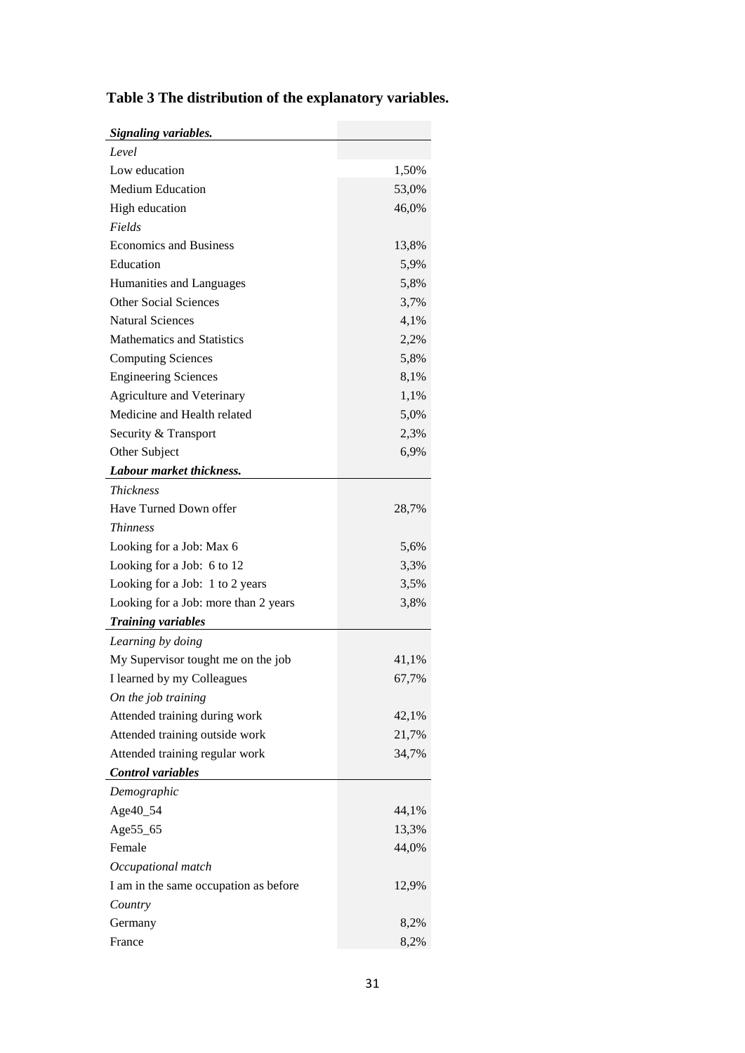**Table 3 The distribution of the explanatory variables.**

| | |
|---|---|
| ***Signaling variables.*** | |
| *Level* | |
| Low education | 1,50% |
| Medium Education | 53,0% |
| High education | 46,0% |
| *Fields* | |
| Economics and Business | 13,8% |
| Education | 5,9% |
| Humanities and Languages | 5,8% |
| Other Social Sciences | 3,7% |
| Natural Sciences | 4,1% |
| Mathematics and Statistics | 2,2% |
| Computing Sciences | 5,8% |
| Engineering Sciences | 8,1% |
| Agriculture and Veterinary | 1,1% |
| Medicine and Health related | 5,0% |
| Security & Transport | 2,3% |
| Other Subject | 6,9% |
| ***Labour market thickness.*** | |
| *Thickness* | |
| Have Turned Down offer | 28,7% |
| *Thinness* | |
| Looking for a Job: Max 6 | 5,6% |
| Looking for a Job: 6 to 12 | 3,3% |
| Looking for a Job: 1 to 2 years | 3,5% |
| Looking for a Job: more than 2 years | 3,8% |
| ***Training variables*** | |
| *Learning by doing* | |
| My Supervisor tought me on the job | 41,1% |
| I learned by my Colleagues | 67,7% |
| *On the job training* | |
| Attended training during work | 42,1% |
| Attended training outside work | 21,7% |
| Attended training regular work | 34,7% |
| ***Control variables*** | |
| *Demographic* | |
| Age40_54 | 44,1% |
| Age55_65 | 13,3% |
| Female | 44,0% |
| *Occupational match* | |
| I am in the same occupation as before | 12,9% |
| *Country* | |
| Germany | 8,2% |
| France | 8,2% |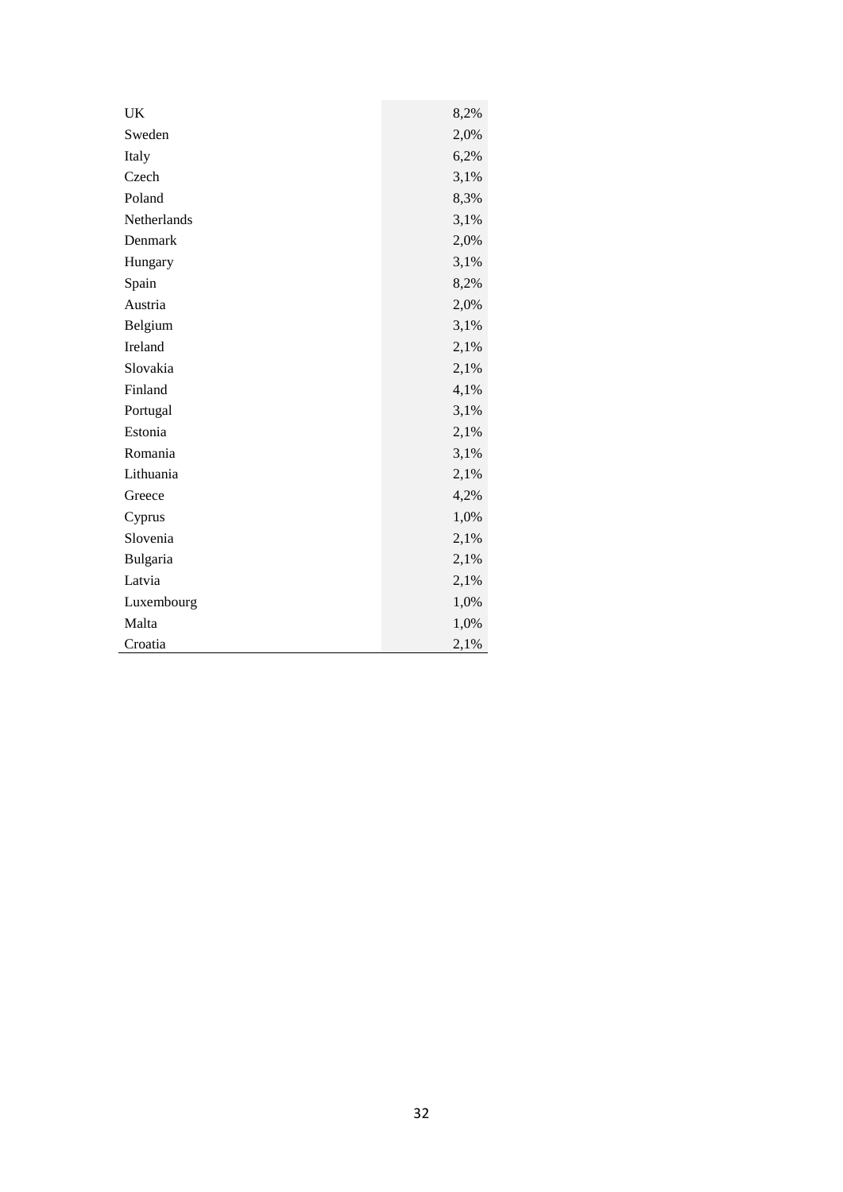| | |
|---|---|
| UK | 8,2% |
| Sweden | 2,0% |
| Italy | 6,2% |
| Czech | 3,1% |
| Poland | 8,3% |
| Netherlands | 3,1% |
| Denmark | 2,0% |
| Hungary | 3,1% |
| Spain | 8,2% |
| Austria | 2,0% |
| Belgium | 3,1% |
| Ireland | 2,1% |
| Slovakia | 2,1% |
| Finland | 4,1% |
| Portugal | 3,1% |
| Estonia | 2,1% |
| Romania | 3,1% |
| Lithuania | 2,1% |
| Greece | 4,2% |
| Cyprus | 1,0% |
| Slovenia | 2,1% |
| Bulgaria | 2,1% |
| Latvia | 2,1% |
| Luxembourg | 1,0% |
| Malta | 1,0% |
| Croatia | 2,1% |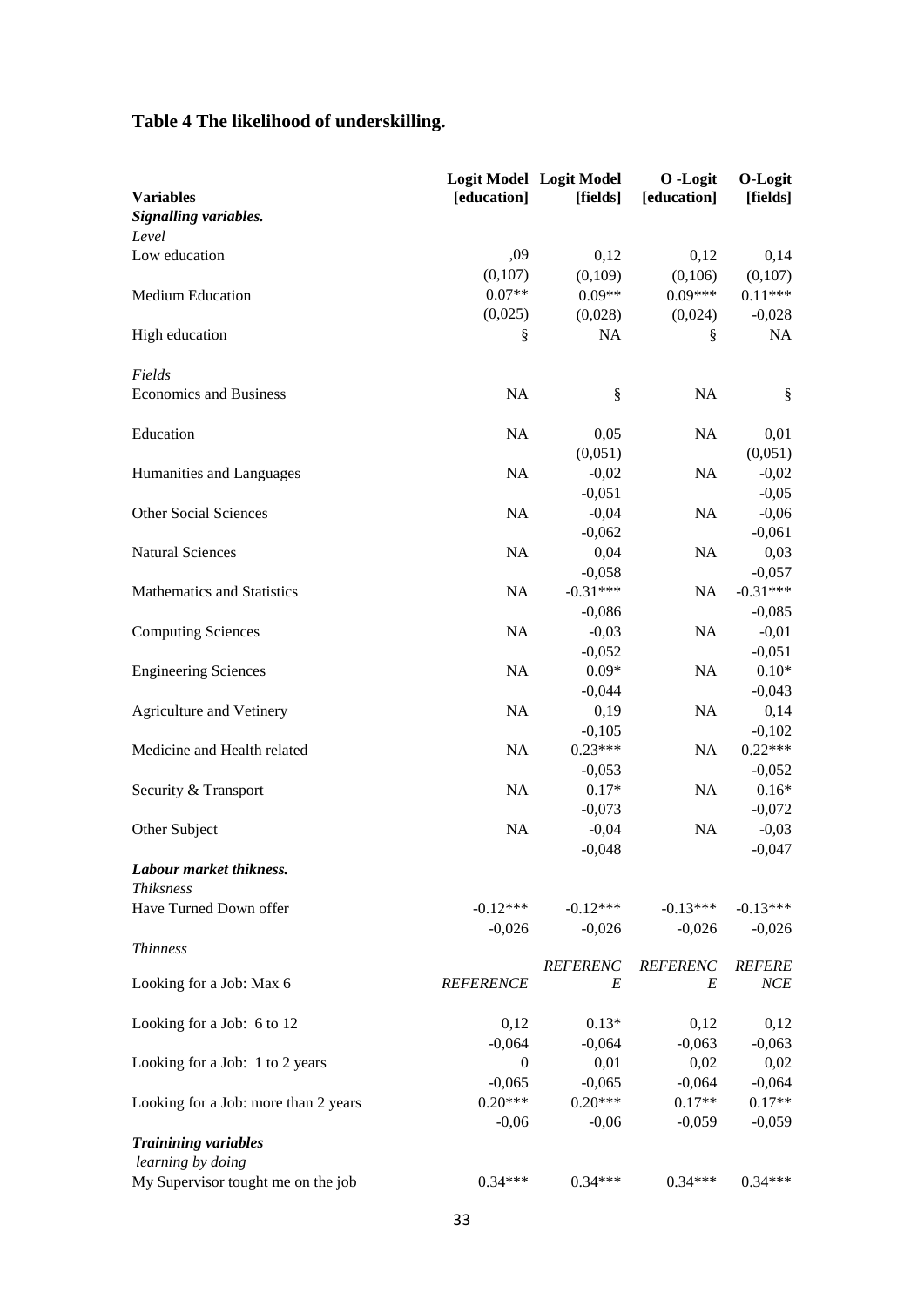# Table 4 The likelihood of underskilling.

| Variables | Logit Model [education] | Logit Model [fields] | O -Logit [education] | O-Logit [fields] |
|---|---|---|---|---|
| ***Signalling variables.*** | | | | |
| *Level* | | | | |
| Low education | ,09 | 0,12 | 0,12 | 0,14 |
| | (0,107) | (0,109) | (0,106) | (0,107) |
| Medium Education | 0.07** | 0.09** | 0.09*** | 0.11*** |
| | (0,025) | (0,028) | (0,024) | -0,028 |
| High education | § | NA | § | NA |
| *Fields* | | | | |
| Economics and Business | NA | § | NA | § |
| Education | NA | 0,05 | NA | 0,01 |
| | | (0,051) | | (0,051) |
| Humanities and Languages | NA | -0,02 | NA | -0,02 |
| | | -0,051 | | -0,05 |
| Other Social Sciences | NA | -0,04 | NA | -0,06 |
| | | -0,062 | | -0,061 |
| Natural Sciences | NA | 0,04 | NA | 0,03 |
| | | -0,058 | | -0,057 |
| Mathematics and Statistics | NA | -0.31*** | NA | -0.31*** |
| | | -0,086 | | -0,085 |
| Computing Sciences | NA | -0,03 | NA | -0,01 |
| | | -0,052 | | -0,051 |
| Engineering Sciences | NA | 0.09* | NA | 0.10* |
| | | -0,044 | | -0,043 |
| Agriculture and Vetinery | NA | 0,19 | NA | 0,14 |
| | | -0,105 | | -0,102 |
| Medicine and Health related | NA | 0.23*** | NA | 0.22*** |
| | | -0,053 | | -0,052 |
| Security & Transport | NA | 0.17* | NA | 0.16* |
| | | -0,073 | | -0,072 |
| Other Subject | NA | -0,04 | NA | -0,03 |
| | | -0,048 | | -0,047 |
| ***Labour market thikness.*** | | | | |
| *Thiksness* | | | | |
| Have Turned Down offer | -0.12*** | -0.12*** | -0.13*** | -0.13*** |
| | -0,026 | -0,026 | -0,026 | -0,026 |
| *Thinness* | | | | |
| Looking for a Job: Max 6 | *REFERENCE* | *REFERENCE* | *REFERENCE* | *REFERENCE* |
| Looking for a Job: 6 to 12 | 0,12 | 0.13* | 0,12 | 0,12 |
| | -0,064 | -0,064 | -0,063 | -0,063 |
| Looking for a Job: 1 to 2 years | 0 | 0,01 | 0,02 | 0,02 |
| | -0,065 | -0,065 | -0,064 | -0,064 |
| Looking for a Job: more than 2 years | 0.20*** | 0.20*** | 0.17** | 0.17** |
| | -0,06 | -0,06 | -0,059 | -0,059 |
| ***Trainining variables*** | | | | |
| *learning by doing* | | | | |
| My Supervisor tought me on the job | 0.34*** | 0.34*** | 0.34*** | 0.34*** |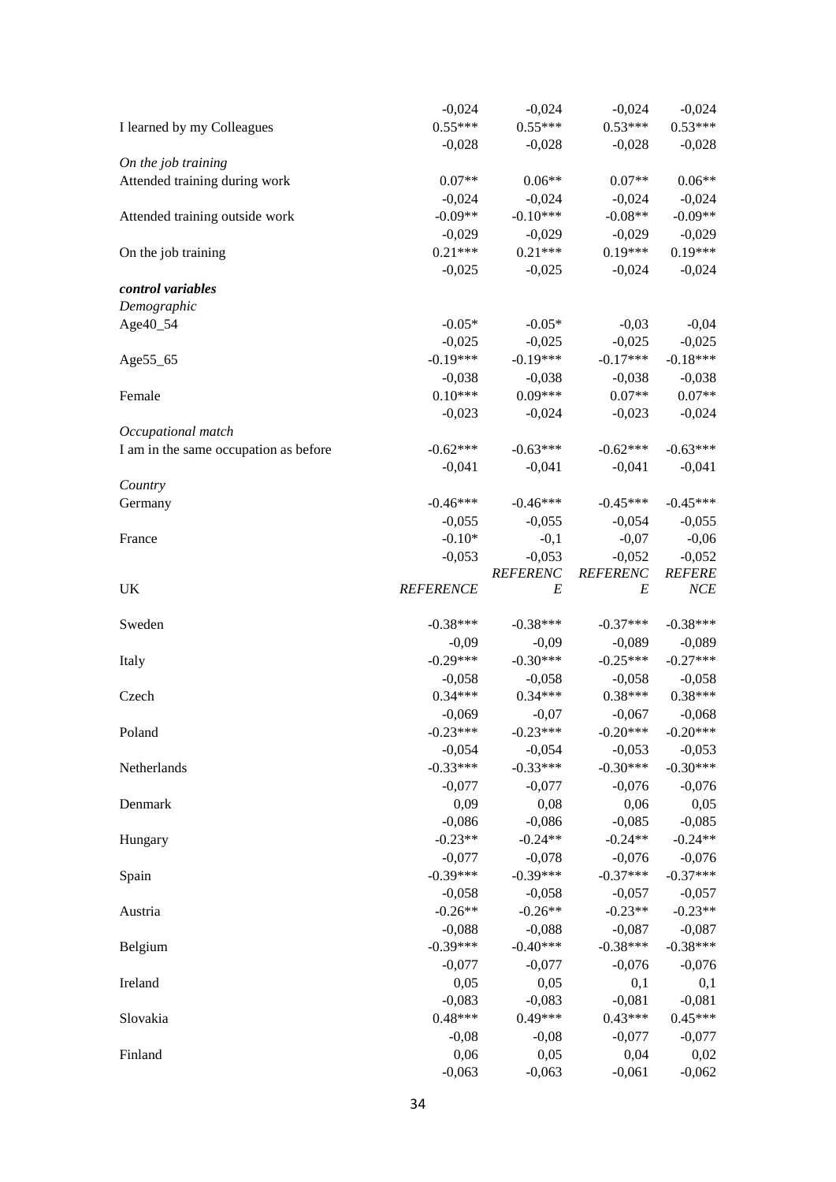| | | | | |
|---|---|---|---|---|
| | -0,024 | -0,024 | -0,024 | -0,024 |
| I learned by my Colleagues | 0.55*** | 0.55*** | 0.53*** | 0.53*** |
| | -0,028 | -0,028 | -0,028 | -0,028 |
| *On the job training* | | | | |
| Attended training during work | 0.07** | 0.06** | 0.07** | 0.06** |
| | -0,024 | -0,024 | -0,024 | -0,024 |
| Attended training outside work | -0.09** | -0.10*** | -0.08** | -0.09** |
| | -0,029 | -0,029 | -0,029 | -0,029 |
| On the job training | 0.21*** | 0.21*** | 0.19*** | 0.19*** |
| | -0,025 | -0,025 | -0,024 | -0,024 |
| ***control variables*** | | | | |
| *Demographic* | | | | |
| Age40_54 | -0.05* | -0.05* | -0,03 | -0,04 |
| | -0,025 | -0,025 | -0,025 | -0,025 |
| Age55_65 | -0.19*** | -0.19*** | -0.17*** | -0.18*** |
| | -0,038 | -0,038 | -0,038 | -0,038 |
| Female | 0.10*** | 0.09*** | 0.07** | 0.07** |
| | -0,023 | -0,024 | -0,023 | -0,024 |
| *Occupational match* | | | | |
| I am in the same occupation as before | -0.62*** | -0.63*** | -0.62*** | -0.63*** |
| | -0,041 | -0,041 | -0,041 | -0,041 |
| *Country* | | | | |
| Germany | -0.46*** | -0.46*** | -0.45*** | -0.45*** |
| | -0,055 | -0,055 | -0,054 | -0,055 |
| France | -0.10* | -0,1 | -0,07 | -0,06 |
| | -0,053 | -0,053 | -0,052 | -0,052 |
| UK | *REFERENCE* | *REFERENCE* | *REFERENCE* | *REFERENCE* |
| Sweden | -0.38*** | -0.38*** | -0.37*** | -0.38*** |
| | -0,09 | -0,09 | -0,089 | -0,089 |
| Italy | -0.29*** | -0.30*** | -0.25*** | -0.27*** |
| | -0,058 | -0,058 | -0,058 | -0,058 |
| Czech | 0.34*** | 0.34*** | 0.38*** | 0.38*** |
| | -0,069 | -0,07 | -0,067 | -0,068 |
| Poland | -0.23*** | -0.23*** | -0.20*** | -0.20*** |
| | -0,054 | -0,054 | -0,053 | -0,053 |
| Netherlands | -0.33*** | -0.33*** | -0.30*** | -0.30*** |
| | -0,077 | -0,077 | -0,076 | -0,076 |
| Denmark | 0,09 | 0,08 | 0,06 | 0,05 |
| | -0,086 | -0,086 | -0,085 | -0,085 |
| Hungary | -0.23** | -0.24** | -0.24** | -0.24** |
| | -0,077 | -0,078 | -0,076 | -0,076 |
| Spain | -0.39*** | -0.39*** | -0.37*** | -0.37*** |
| | -0,058 | -0,058 | -0,057 | -0,057 |
| Austria | -0.26** | -0.26** | -0.23** | -0.23** |
| | -0,088 | -0,088 | -0,087 | -0,087 |
| Belgium | -0.39*** | -0.40*** | -0.38*** | -0.38*** |
| | -0,077 | -0,077 | -0,076 | -0,076 |
| Ireland | 0,05 | 0,05 | 0,1 | 0,1 |
| | -0,083 | -0,083 | -0,081 | -0,081 |
| Slovakia | 0.48*** | 0.49*** | 0.43*** | 0.45*** |
| | -0,08 | -0,08 | -0,077 | -0,077 |
| Finland | 0,06 | 0,05 | 0,04 | 0,02 |
| | -0,063 | -0,063 | -0,061 | -0,062 |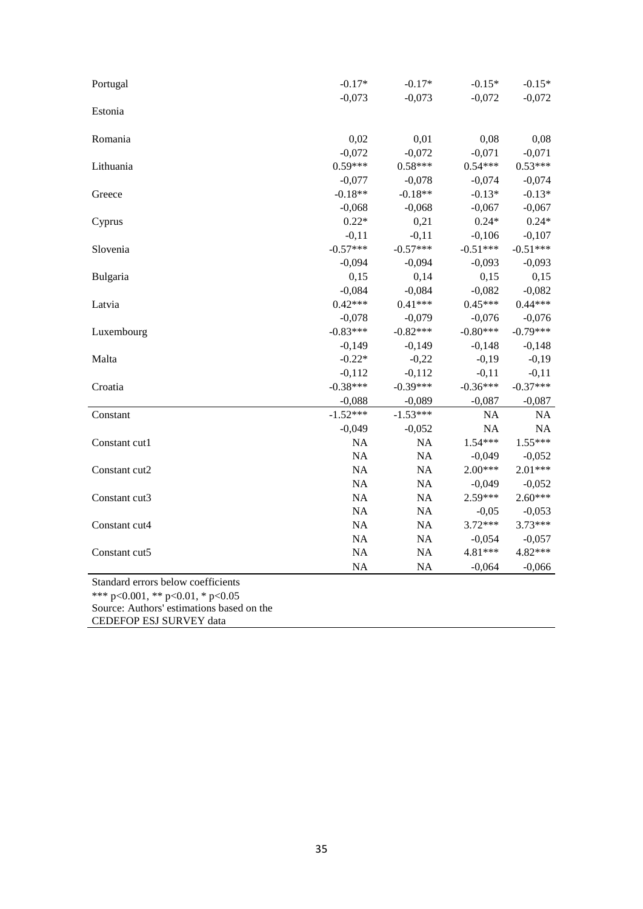| | | | | |
|---|---|---|---|---|
| Portugal | -0.17* | -0.17* | -0.15* | -0.15* |
| | -0,073 | -0,073 | -0,072 | -0,072 |
| Estonia | | | | |
| Romania | 0,02 | 0,01 | 0,08 | 0,08 |
| | -0,072 | -0,072 | -0,071 | -0,071 |
| Lithuania | 0.59*** | 0.58*** | 0.54*** | 0.53*** |
| | -0,077 | -0,078 | -0,074 | -0,074 |
| Greece | -0.18** | -0.18** | -0.13* | -0.13* |
| | -0,068 | -0,068 | -0,067 | -0,067 |
| Cyprus | 0.22* | 0,21 | 0.24* | 0.24* |
| | -0,11 | -0,11 | -0,106 | -0,107 |
| Slovenia | -0.57*** | -0.57*** | -0.51*** | -0.51*** |
| | -0,094 | -0,094 | -0,093 | -0,093 |
| Bulgaria | 0,15 | 0,14 | 0,15 | 0,15 |
| | -0,084 | -0,084 | -0,082 | -0,082 |
| Latvia | 0.42*** | 0.41*** | 0.45*** | 0.44*** |
| | -0,078 | -0,079 | -0,076 | -0,076 |
| Luxembourg | -0.83*** | -0.82*** | -0.80*** | -0.79*** |
| | -0,149 | -0,149 | -0,148 | -0,148 |
| Malta | -0.22* | -0,22 | -0,19 | -0,19 |
| | -0,112 | -0,112 | -0,11 | -0,11 |
| Croatia | -0.38*** | -0.39*** | -0.36*** | -0.37*** |
| | -0,088 | -0,089 | -0,087 | -0,087 |
| Constant | -1.52*** | -1.53*** | NA | NA |
| | -0,049 | -0,052 | NA | NA |
| Constant cut1 | NA | NA | 1.54*** | 1.55*** |
| | NA | NA | -0,049 | -0,052 |
| Constant cut2 | NA | NA | 2.00*** | 2.01*** |
| | NA | NA | -0,049 | -0,052 |
| Constant cut3 | NA | NA | 2.59*** | 2.60*** |
| | NA | NA | -0,05 | -0,053 |
| Constant cut4 | NA | NA | 3.72*** | 3.73*** |
| | NA | NA | -0,054 | -0,057 |
| Constant cut5 | NA | NA | 4.81*** | 4.82*** |
| | NA | NA | -0,064 | -0,066 |

Standard errors below coefficients
*** p<0.001, ** p<0.01, * p<0.05
Source: Authors' estimations based on the CEDEFOP ESJ SURVEY data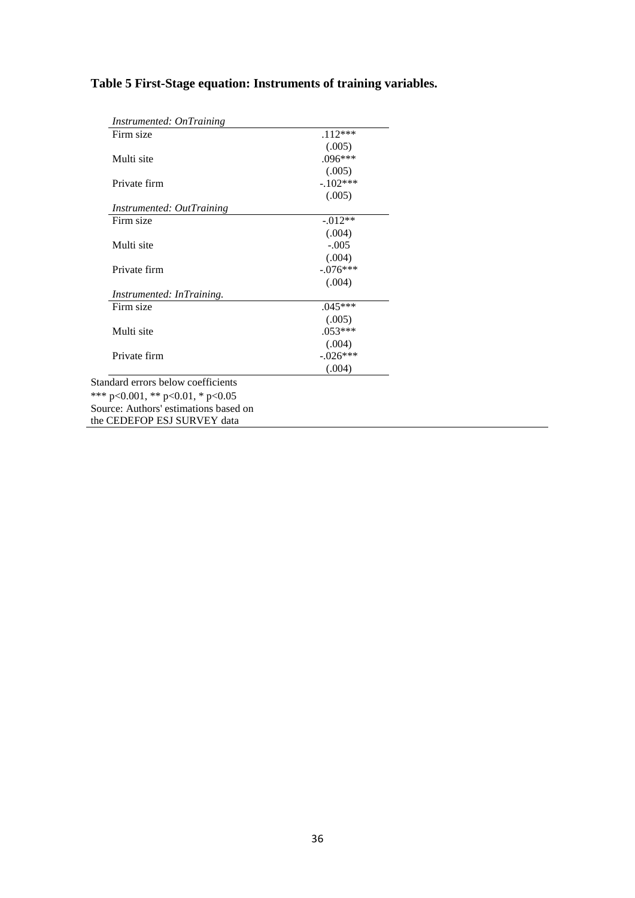**Table 5 First-Stage equation: Instruments of training variables.**

| | |
|---|---|
| *Instrumented: OnTraining* | |
| Firm size | .112*** |
| | (.005) |
| Multi site | .096*** |
| | (.005) |
| Private firm | -.102*** |
| | (.005) |
| *Instrumented: OutTraining* | |
| Firm size | -.012** |
| | (.004) |
| Multi site | -.005 |
| | (.004) |
| Private firm | -.076*** |
| | (.004) |
| *Instrumented: InTraining.* | |
| Firm size | .045*** |
| | (.005) |
| Multi site | .053*** |
| | (.004) |
| Private firm | -.026*** |
| | (.004) |

Standard errors below coefficients

*** p<0.001, ** p<0.01, * p<0.05

Source: Authors' estimations based on the CEDEFOP ESJ SURVEY data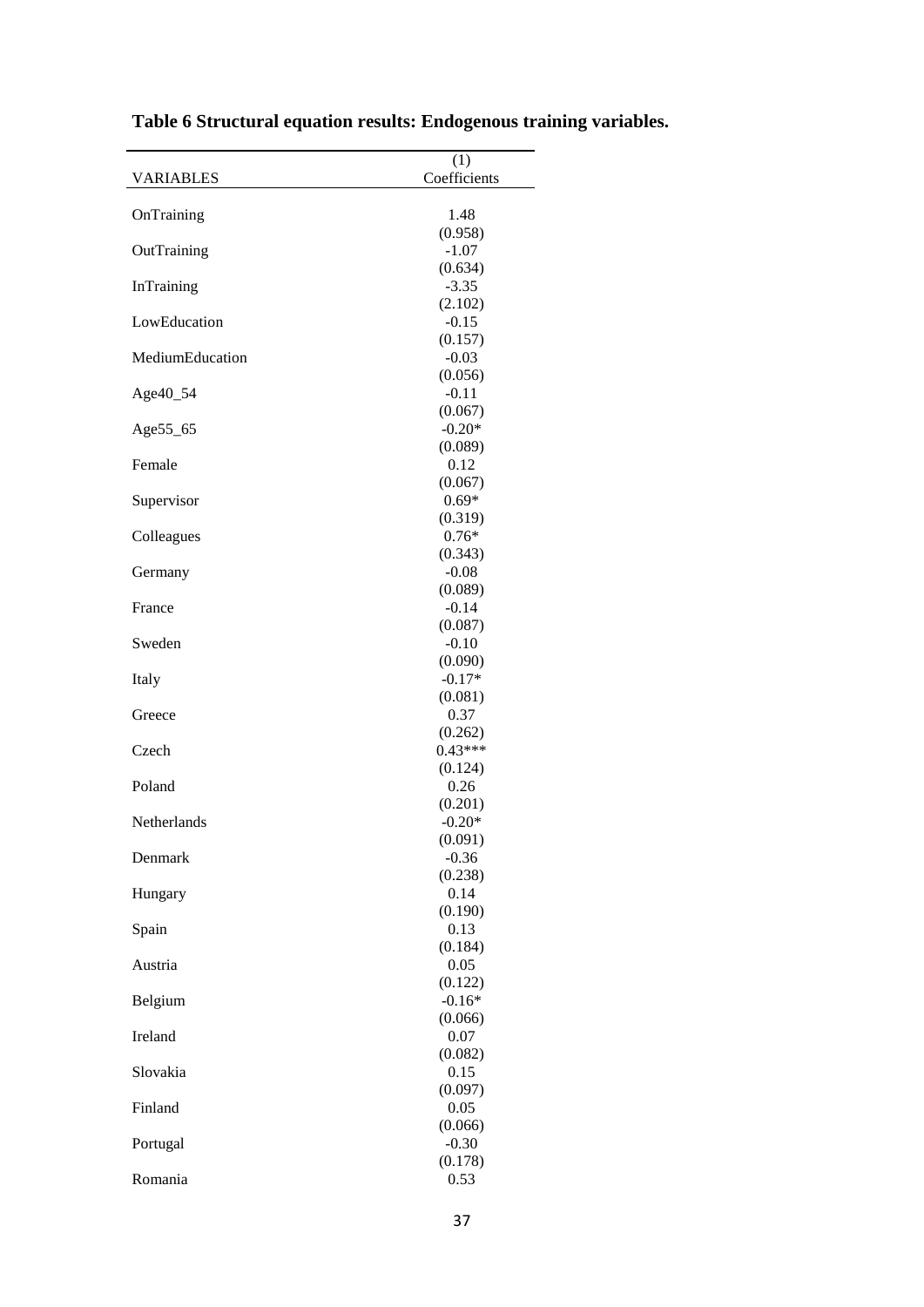**Table 6 Structural equation results: Endogenous training variables.**

| VARIABLES | (1) Coefficients |
|---|---|
| OnTraining | 1.48 |
| | (0.958) |
| OutTraining | -1.07 |
| | (0.634) |
| InTraining | -3.35 |
| | (2.102) |
| LowEducation | -0.15 |
| | (0.157) |
| MediumEducation | -0.03 |
| | (0.056) |
| Age40_54 | -0.11 |
| | (0.067) |
| Age55_65 | -0.20* |
| | (0.089) |
| Female | 0.12 |
| | (0.067) |
| Supervisor | 0.69* |
| | (0.319) |
| Colleagues | 0.76* |
| | (0.343) |
| Germany | -0.08 |
| | (0.089) |
| France | -0.14 |
| | (0.087) |
| Sweden | -0.10 |
| | (0.090) |
| Italy | -0.17* |
| | (0.081) |
| Greece | 0.37 |
| | (0.262) |
| Czech | 0.43*** |
| | (0.124) |
| Poland | 0.26 |
| | (0.201) |
| Netherlands | -0.20* |
| | (0.091) |
| Denmark | -0.36 |
| | (0.238) |
| Hungary | 0.14 |
| | (0.190) |
| Spain | 0.13 |
| | (0.184) |
| Austria | 0.05 |
| | (0.122) |
| Belgium | -0.16* |
| | (0.066) |
| Ireland | 0.07 |
| | (0.082) |
| Slovakia | 0.15 |
| | (0.097) |
| Finland | 0.05 |
| | (0.066) |
| Portugal | -0.30 |
| | (0.178) |
| Romania | 0.53 |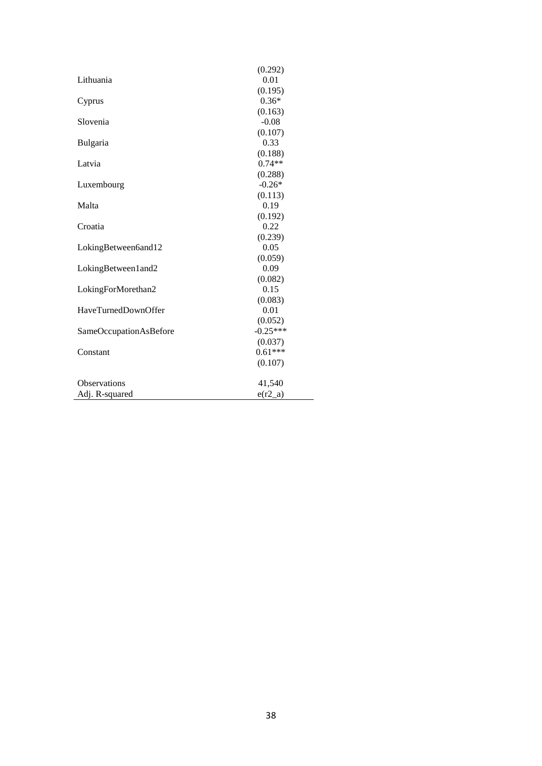| | |
|---|---|
| | (0.292) |
| Lithuania | 0.01 |
| | (0.195) |
| Cyprus | 0.36* |
| | (0.163) |
| Slovenia | -0.08 |
| | (0.107) |
| Bulgaria | 0.33 |
| | (0.188) |
| Latvia | 0.74** |
| | (0.288) |
| Luxembourg | -0.26* |
| | (0.113) |
| Malta | 0.19 |
| | (0.192) |
| Croatia | 0.22 |
| | (0.239) |
| LokingBetween6and12 | 0.05 |
| | (0.059) |
| LokingBetween1and2 | 0.09 |
| | (0.082) |
| LokingForMorethan2 | 0.15 |
| | (0.083) |
| HaveTurnedDownOffer | 0.01 |
| | (0.052) |
| SameOccupationAsBefore | -0.25*** |
| | (0.037) |
| Constant | 0.61*** |
| | (0.107) |
| Observations | 41,540 |
| Adj. R-squared | e(r2_a) |